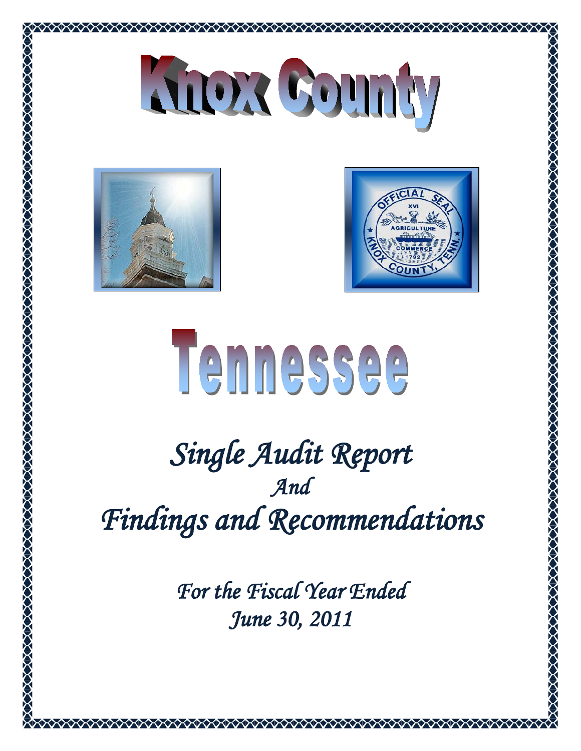# Knox County

# Tennessee

## *Single Audit Report*
## *And*
## *Findings and Recommendations*

### *For the Fiscal Year Ended*
### *June 30, 2011*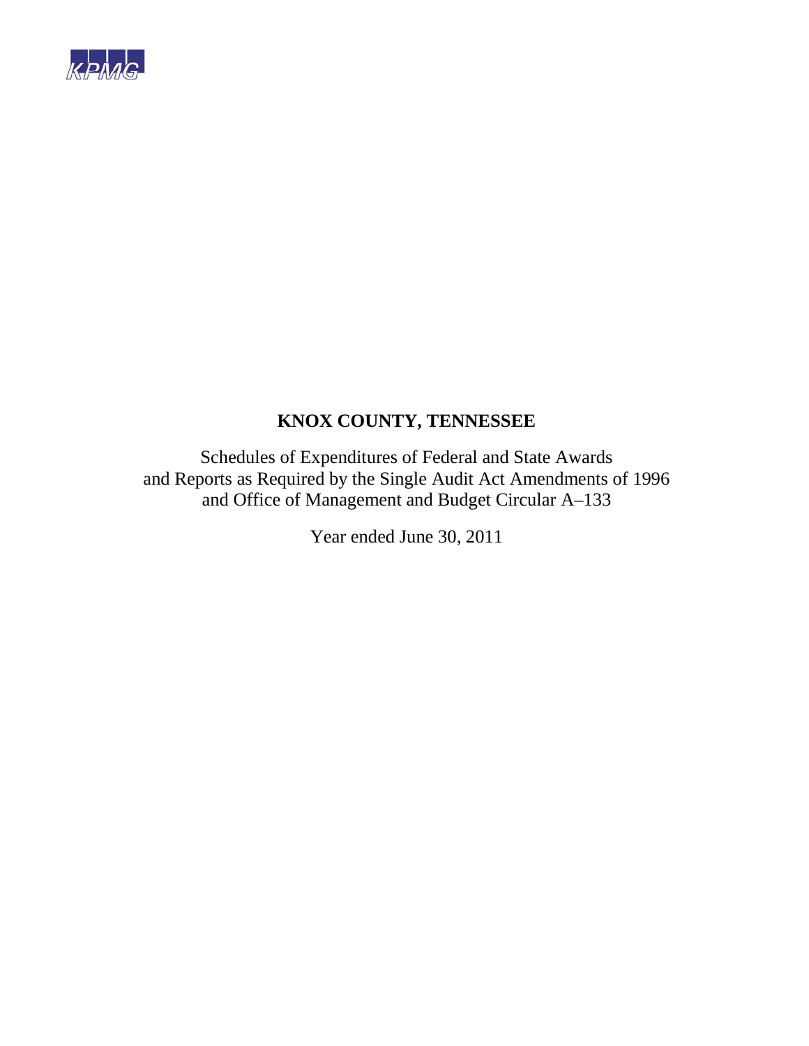KPMG

# KNOX COUNTY, TENNESSEE

Schedules of Expenditures of Federal and State Awards
and Reports as Required by the Single Audit Act Amendments of 1996
and Office of Management and Budget Circular A–133

Year ended June 30, 2011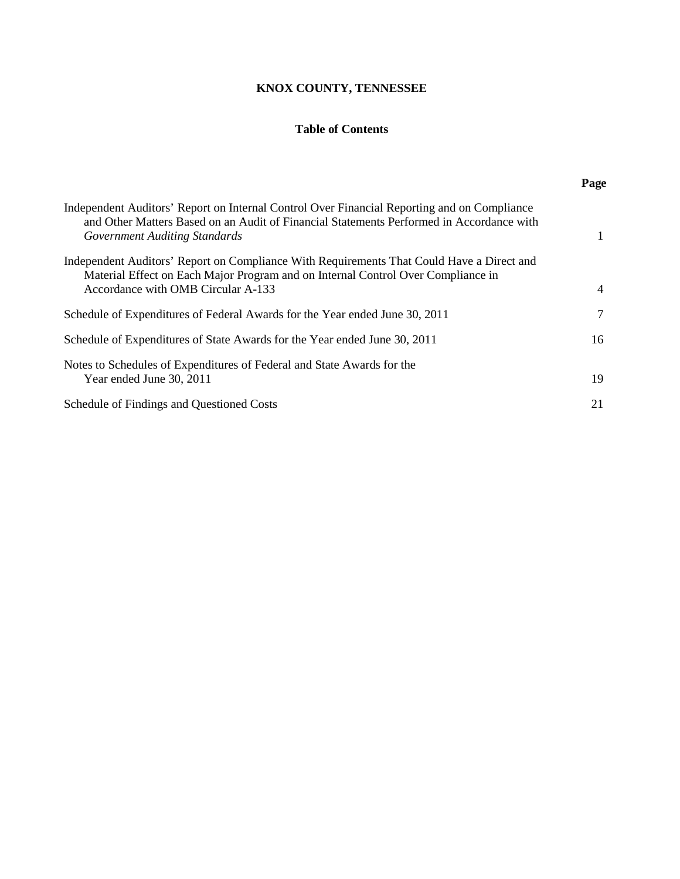# KNOX COUNTY, TENNESSEE

## Table of Contents

| | Page |
|---|---|
| Independent Auditors' Report on Internal Control Over Financial Reporting and on Compliance and Other Matters Based on an Audit of Financial Statements Performed in Accordance with *Government Auditing Standards* | 1 |
| Independent Auditors' Report on Compliance With Requirements That Could Have a Direct and Material Effect on Each Major Program and on Internal Control Over Compliance in Accordance with OMB Circular A-133 | 4 |
| Schedule of Expenditures of Federal Awards for the Year ended June 30, 2011 | 7 |
| Schedule of Expenditures of State Awards for the Year ended June 30, 2011 | 16 |
| Notes to Schedules of Expenditures of Federal and State Awards for the Year ended June 30, 2011 | 19 |
| Schedule of Findings and Questioned Costs | 21 |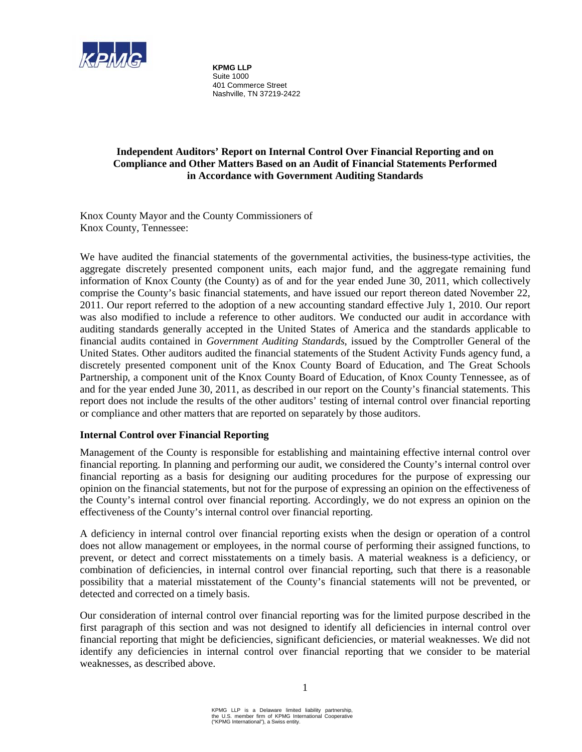**KPMG LLP**
Suite 1000
401 Commerce Street
Nashville, TN 37219-2422

## Independent Auditors' Report on Internal Control Over Financial Reporting and on Compliance and Other Matters Based on an Audit of Financial Statements Performed in Accordance with Government Auditing Standards

Knox County Mayor and the County Commissioners of
Knox County, Tennessee:

We have audited the financial statements of the governmental activities, the business-type activities, the aggregate discretely presented component units, each major fund, and the aggregate remaining fund information of Knox County (the County) as of and for the year ended June 30, 2011, which collectively comprise the County's basic financial statements, and have issued our report thereon dated November 22, 2011. Our report referred to the adoption of a new accounting standard effective July 1, 2010. Our report was also modified to include a reference to other auditors. We conducted our audit in accordance with auditing standards generally accepted in the United States of America and the standards applicable to financial audits contained in *Government Auditing Standards*, issued by the Comptroller General of the United States. Other auditors audited the financial statements of the Student Activity Funds agency fund, a discretely presented component unit of the Knox County Board of Education, and The Great Schools Partnership, a component unit of the Knox County Board of Education, of Knox County Tennessee, as of and for the year ended June 30, 2011, as described in our report on the County's financial statements. This report does not include the results of the other auditors' testing of internal control over financial reporting or compliance and other matters that are reported on separately by those auditors.

### Internal Control over Financial Reporting

Management of the County is responsible for establishing and maintaining effective internal control over financial reporting. In planning and performing our audit, we considered the County's internal control over financial reporting as a basis for designing our auditing procedures for the purpose of expressing our opinion on the financial statements, but not for the purpose of expressing an opinion on the effectiveness of the County's internal control over financial reporting. Accordingly, we do not express an opinion on the effectiveness of the County's internal control over financial reporting.

A deficiency in internal control over financial reporting exists when the design or operation of a control does not allow management or employees, in the normal course of performing their assigned functions, to prevent, or detect and correct misstatements on a timely basis. A material weakness is a deficiency, or combination of deficiencies, in internal control over financial reporting, such that there is a reasonable possibility that a material misstatement of the County's financial statements will not be prevented, or detected and corrected on a timely basis.

Our consideration of internal control over financial reporting was for the limited purpose described in the first paragraph of this section and was not designed to identify all deficiencies in internal control over financial reporting that might be deficiencies, significant deficiencies, or material weaknesses. We did not identify any deficiencies in internal control over financial reporting that we consider to be material weaknesses, as described above.

KPMG LLP is a Delaware limited liability partnership, the U.S. member firm of KPMG International Cooperative ("KPMG International"), a Swiss entity.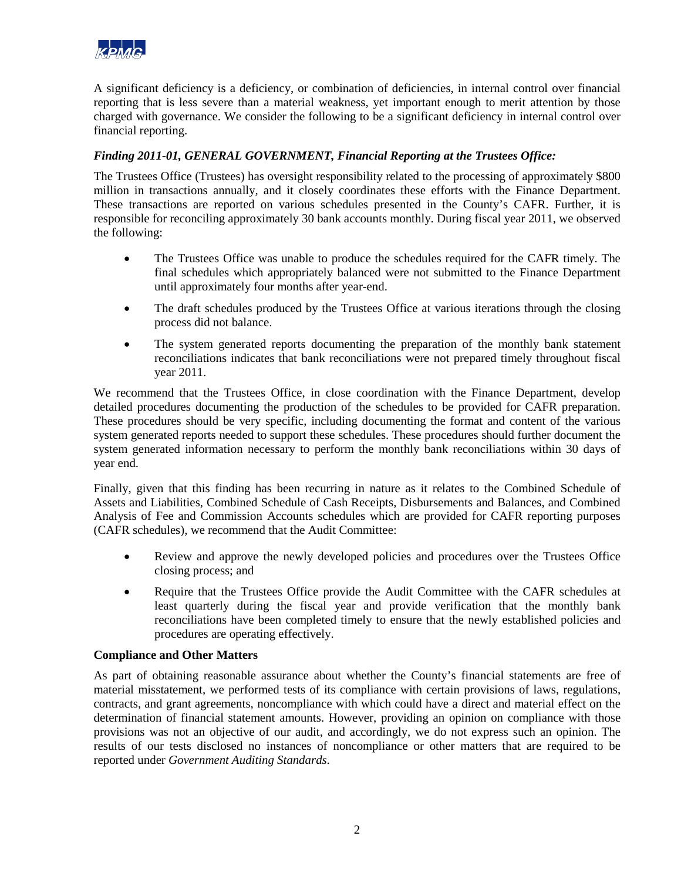A significant deficiency is a deficiency, or combination of deficiencies, in internal control over financial reporting that is less severe than a material weakness, yet important enough to merit attention by those charged with governance. We consider the following to be a significant deficiency in internal control over financial reporting.

***Finding 2011-01, GENERAL GOVERNMENT, Financial Reporting at the Trustees Office:***

The Trustees Office (Trustees) has oversight responsibility related to the processing of approximately $800 million in transactions annually, and it closely coordinates these efforts with the Finance Department. These transactions are reported on various schedules presented in the County's CAFR. Further, it is responsible for reconciling approximately 30 bank accounts monthly. During fiscal year 2011, we observed the following:

- The Trustees Office was unable to produce the schedules required for the CAFR timely. The final schedules which appropriately balanced were not submitted to the Finance Department until approximately four months after year-end.
- The draft schedules produced by the Trustees Office at various iterations through the closing process did not balance.
- The system generated reports documenting the preparation of the monthly bank statement reconciliations indicates that bank reconciliations were not prepared timely throughout fiscal year 2011.

We recommend that the Trustees Office, in close coordination with the Finance Department, develop detailed procedures documenting the production of the schedules to be provided for CAFR preparation. These procedures should be very specific, including documenting the format and content of the various system generated reports needed to support these schedules. These procedures should further document the system generated information necessary to perform the monthly bank reconciliations within 30 days of year end.

Finally, given that this finding has been recurring in nature as it relates to the Combined Schedule of Assets and Liabilities, Combined Schedule of Cash Receipts, Disbursements and Balances, and Combined Analysis of Fee and Commission Accounts schedules which are provided for CAFR reporting purposes (CAFR schedules), we recommend that the Audit Committee:

- Review and approve the newly developed policies and procedures over the Trustees Office closing process; and
- Require that the Trustees Office provide the Audit Committee with the CAFR schedules at least quarterly during the fiscal year and provide verification that the monthly bank reconciliations have been completed timely to ensure that the newly established policies and procedures are operating effectively.

**Compliance and Other Matters**

As part of obtaining reasonable assurance about whether the County's financial statements are free of material misstatement, we performed tests of its compliance with certain provisions of laws, regulations, contracts, and grant agreements, noncompliance with which could have a direct and material effect on the determination of financial statement amounts. However, providing an opinion on compliance with those provisions was not an objective of our audit, and accordingly, we do not express such an opinion. The results of our tests disclosed no instances of noncompliance or other matters that are required to be reported under *Government Auditing Standards*.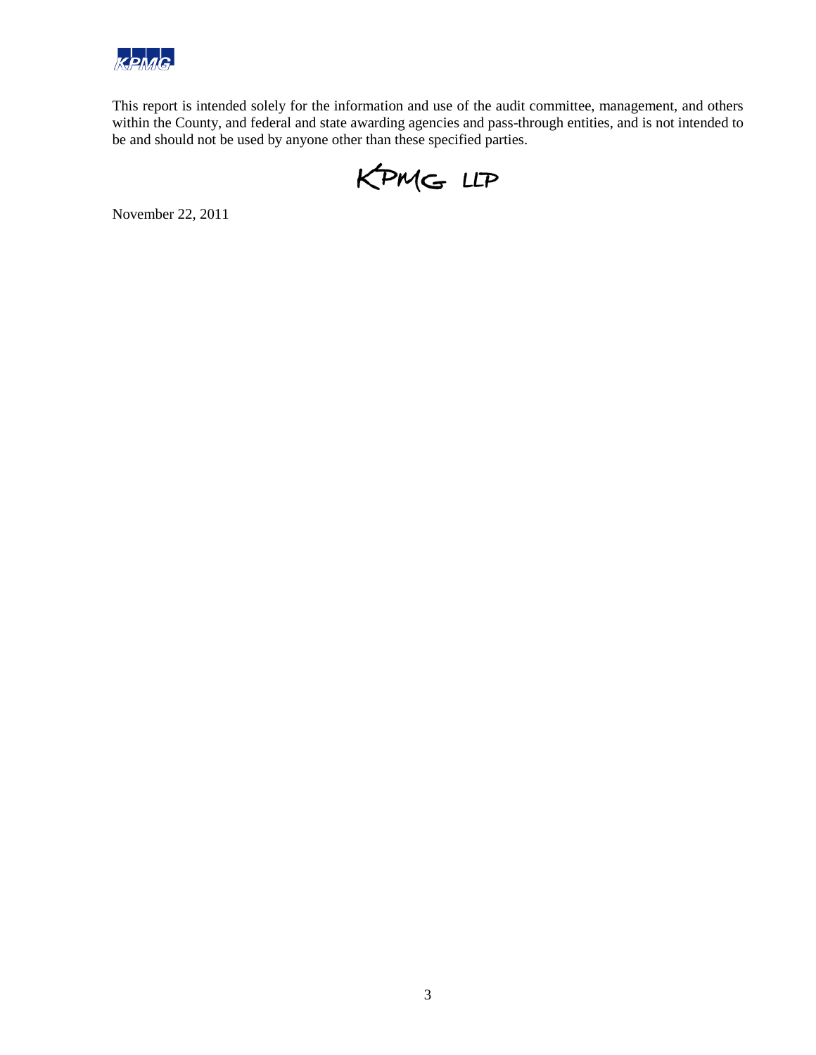This report is intended solely for the information and use of the audit committee, management, and others within the County, and federal and state awarding agencies and pass-through entities, and is not intended to be and should not be used by anyone other than these specified parties.

KPMG LLP

November 22, 2011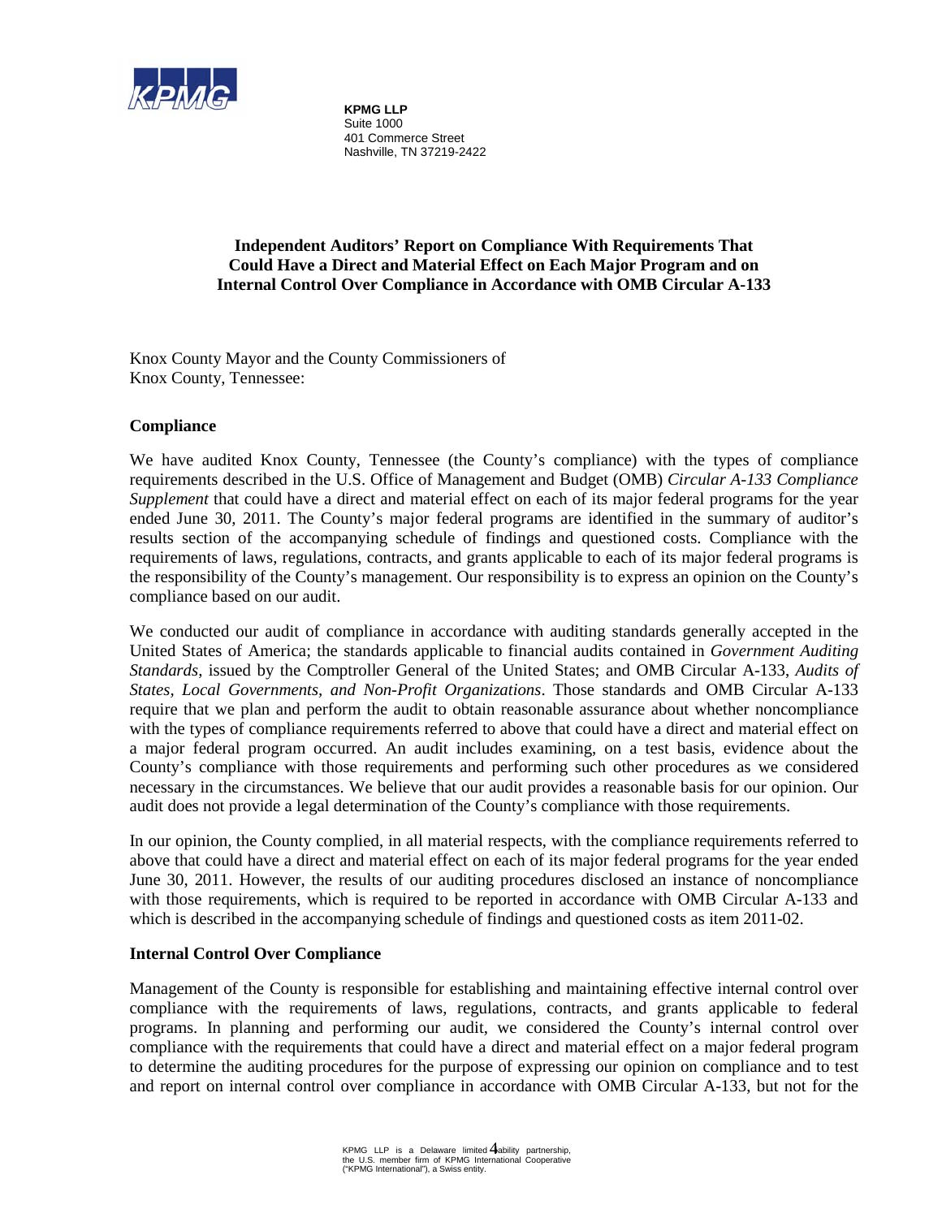KPMG LLP
Suite 1000
401 Commerce Street
Nashville, TN 37219-2422

**Independent Auditors' Report on Compliance With Requirements That Could Have a Direct and Material Effect on Each Major Program and on Internal Control Over Compliance in Accordance with OMB Circular A-133**

Knox County Mayor and the County Commissioners of
Knox County, Tennessee:

**Compliance**

We have audited Knox County, Tennessee (the County's compliance) with the types of compliance requirements described in the U.S. Office of Management and Budget (OMB) *Circular A-133 Compliance Supplement* that could have a direct and material effect on each of its major federal programs for the year ended June 30, 2011. The County's major federal programs are identified in the summary of auditor's results section of the accompanying schedule of findings and questioned costs. Compliance with the requirements of laws, regulations, contracts, and grants applicable to each of its major federal programs is the responsibility of the County's management. Our responsibility is to express an opinion on the County's compliance based on our audit.

We conducted our audit of compliance in accordance with auditing standards generally accepted in the United States of America; the standards applicable to financial audits contained in *Government Auditing Standards*, issued by the Comptroller General of the United States; and OMB Circular A-133, *Audits of States, Local Governments, and Non-Profit Organizations*. Those standards and OMB Circular A-133 require that we plan and perform the audit to obtain reasonable assurance about whether noncompliance with the types of compliance requirements referred to above that could have a direct and material effect on a major federal program occurred. An audit includes examining, on a test basis, evidence about the County's compliance with those requirements and performing such other procedures as we considered necessary in the circumstances. We believe that our audit provides a reasonable basis for our opinion. Our audit does not provide a legal determination of the County's compliance with those requirements.

In our opinion, the County complied, in all material respects, with the compliance requirements referred to above that could have a direct and material effect on each of its major federal programs for the year ended June 30, 2011. However, the results of our auditing procedures disclosed an instance of noncompliance with those requirements, which is required to be reported in accordance with OMB Circular A-133 and which is described in the accompanying schedule of findings and questioned costs as item 2011-02.

**Internal Control Over Compliance**

Management of the County is responsible for establishing and maintaining effective internal control over compliance with the requirements of laws, regulations, contracts, and grants applicable to federal programs. In planning and performing our audit, we considered the County's internal control over compliance with the requirements that could have a direct and material effect on a major federal program to determine the auditing procedures for the purpose of expressing our opinion on compliance and to test and report on internal control over compliance in accordance with OMB Circular A-133, but not for the

KPMG LLP is a Delaware limited liability partnership, the U.S. member firm of KPMG International Cooperative ("KPMG International"), a Swiss entity.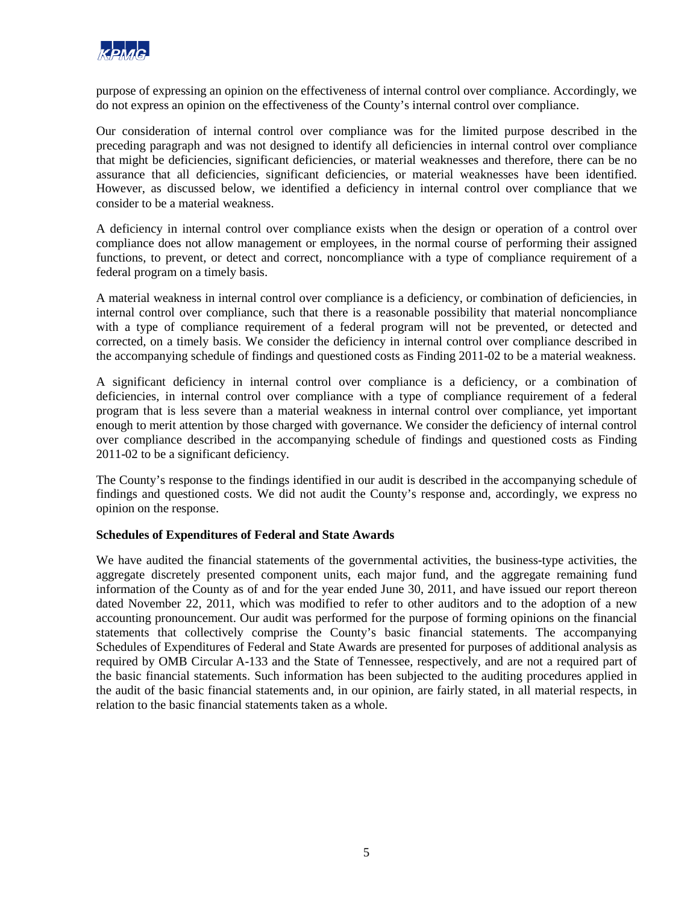purpose of expressing an opinion on the effectiveness of internal control over compliance. Accordingly, we do not express an opinion on the effectiveness of the County's internal control over compliance.

Our consideration of internal control over compliance was for the limited purpose described in the preceding paragraph and was not designed to identify all deficiencies in internal control over compliance that might be deficiencies, significant deficiencies, or material weaknesses and therefore, there can be no assurance that all deficiencies, significant deficiencies, or material weaknesses have been identified. However, as discussed below, we identified a deficiency in internal control over compliance that we consider to be a material weakness.

A deficiency in internal control over compliance exists when the design or operation of a control over compliance does not allow management or employees, in the normal course of performing their assigned functions, to prevent, or detect and correct, noncompliance with a type of compliance requirement of a federal program on a timely basis.

A material weakness in internal control over compliance is a deficiency, or combination of deficiencies, in internal control over compliance, such that there is a reasonable possibility that material noncompliance with a type of compliance requirement of a federal program will not be prevented, or detected and corrected, on a timely basis. We consider the deficiency in internal control over compliance described in the accompanying schedule of findings and questioned costs as Finding 2011-02 to be a material weakness.

A significant deficiency in internal control over compliance is a deficiency, or a combination of deficiencies, in internal control over compliance with a type of compliance requirement of a federal program that is less severe than a material weakness in internal control over compliance, yet important enough to merit attention by those charged with governance. We consider the deficiency of internal control over compliance described in the accompanying schedule of findings and questioned costs as Finding 2011-02 to be a significant deficiency.

The County's response to the findings identified in our audit is described in the accompanying schedule of findings and questioned costs. We did not audit the County's response and, accordingly, we express no opinion on the response.

**Schedules of Expenditures of Federal and State Awards**

We have audited the financial statements of the governmental activities, the business-type activities, the aggregate discretely presented component units, each major fund, and the aggregate remaining fund information of the County as of and for the year ended June 30, 2011, and have issued our report thereon dated November 22, 2011, which was modified to refer to other auditors and to the adoption of a new accounting pronouncement. Our audit was performed for the purpose of forming opinions on the financial statements that collectively comprise the County's basic financial statements. The accompanying Schedules of Expenditures of Federal and State Awards are presented for purposes of additional analysis as required by OMB Circular A-133 and the State of Tennessee, respectively, and are not a required part of the basic financial statements. Such information has been subjected to the auditing procedures applied in the audit of the basic financial statements and, in our opinion, are fairly stated, in all material respects, in relation to the basic financial statements taken as a whole.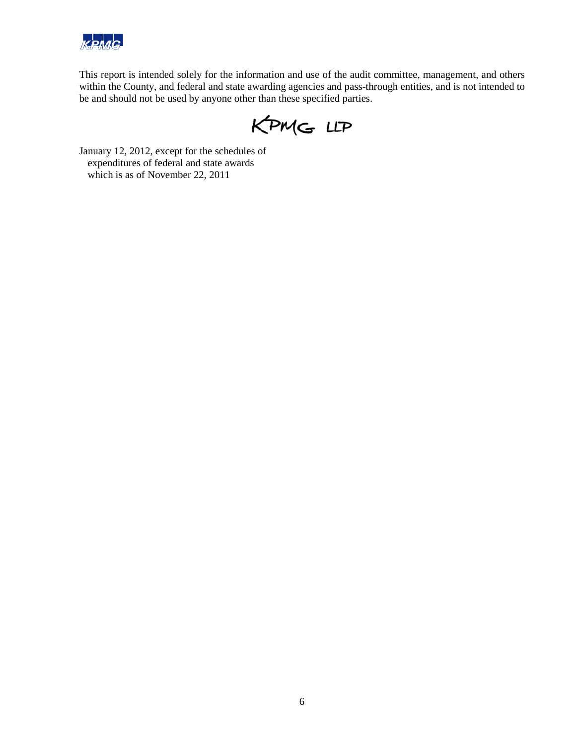This report is intended solely for the information and use of the audit committee, management, and others within the County, and federal and state awarding agencies and pass-through entities, and is not intended to be and should not be used by anyone other than these specified parties.

KPMG LLP

January 12, 2012, except for the schedules of
expenditures of federal and state awards
which is as of November 22, 2011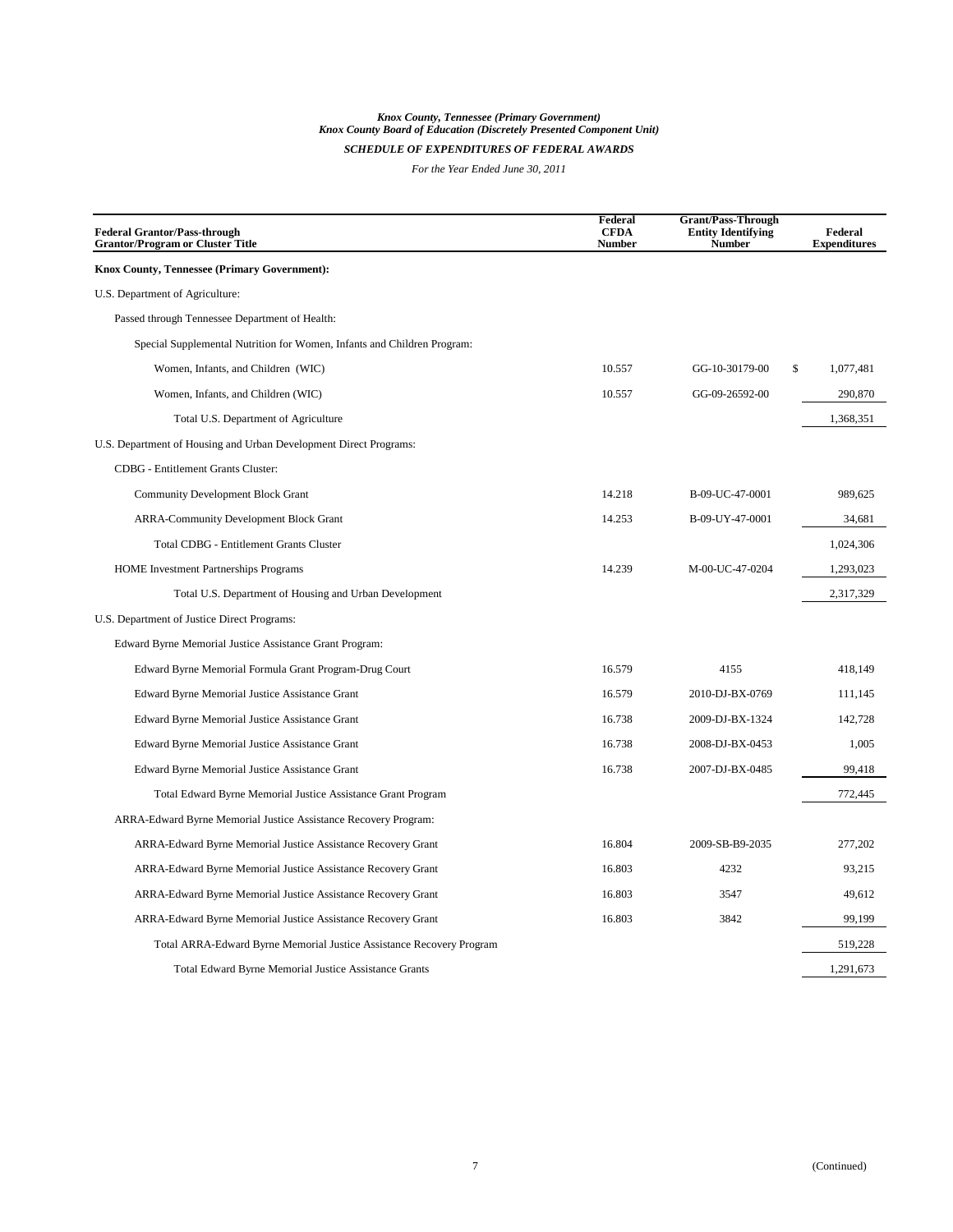*Knox County, Tennessee (Primary Government)*
*Knox County Board of Education (Discretely Presented Component Unit)*

***SCHEDULE OF EXPENDITURES OF FEDERAL AWARDS***

*For the Year Ended June 30, 2011*

| Federal Grantor/Pass-through Grantor/Program or Cluster Title | Federal CFDA Number | Grant/Pass-Through Entity Identifying Number | Federal Expenditures |
|---|---|---|---|
| **Knox County, Tennessee (Primary Government):** | | | |
| U.S. Department of Agriculture: | | | |
| Passed through Tennessee Department of Health: | | | |
| Special Supplemental Nutrition for Women, Infants and Children Program: | | | |
| Women, Infants, and Children (WIC) | 10.557 | GG-10-30179-00 | $ 1,077,481 |
| Women, Infants, and Children (WIC) | 10.557 | GG-09-26592-00 | 290,870 |
| Total U.S. Department of Agriculture | | | 1,368,351 |
| U.S. Department of Housing and Urban Development Direct Programs: | | | |
| CDBG - Entitlement Grants Cluster: | | | |
| Community Development Block Grant | 14.218 | B-09-UC-47-0001 | 989,625 |
| ARRA-Community Development Block Grant | 14.253 | B-09-UY-47-0001 | 34,681 |
| Total CDBG - Entitlement Grants Cluster | | | 1,024,306 |
| HOME Investment Partnerships Programs | 14.239 | M-00-UC-47-0204 | 1,293,023 |
| Total U.S. Department of Housing and Urban Development | | | 2,317,329 |
| U.S. Department of Justice Direct Programs: | | | |
| Edward Byrne Memorial Justice Assistance Grant Program: | | | |
| Edward Byrne Memorial Formula Grant Program-Drug Court | 16.579 | 4155 | 418,149 |
| Edward Byrne Memorial Justice Assistance Grant | 16.579 | 2010-DJ-BX-0769 | 111,145 |
| Edward Byrne Memorial Justice Assistance Grant | 16.738 | 2009-DJ-BX-1324 | 142,728 |
| Edward Byrne Memorial Justice Assistance Grant | 16.738 | 2008-DJ-BX-0453 | 1,005 |
| Edward Byrne Memorial Justice Assistance Grant | 16.738 | 2007-DJ-BX-0485 | 99,418 |
| Total Edward Byrne Memorial Justice Assistance Grant Program | | | 772,445 |
| ARRA-Edward Byrne Memorial Justice Assistance Recovery Program: | | | |
| ARRA-Edward Byrne Memorial Justice Assistance Recovery Grant | 16.804 | 2009-SB-B9-2035 | 277,202 |
| ARRA-Edward Byrne Memorial Justice Assistance Recovery Grant | 16.803 | 4232 | 93,215 |
| ARRA-Edward Byrne Memorial Justice Assistance Recovery Grant | 16.803 | 3547 | 49,612 |
| ARRA-Edward Byrne Memorial Justice Assistance Recovery Grant | 16.803 | 3842 | 99,199 |
| Total ARRA-Edward Byrne Memorial Justice Assistance Recovery Program | | | 519,228 |
| Total Edward Byrne Memorial Justice Assistance Grants | | | 1,291,673 |

(Continued)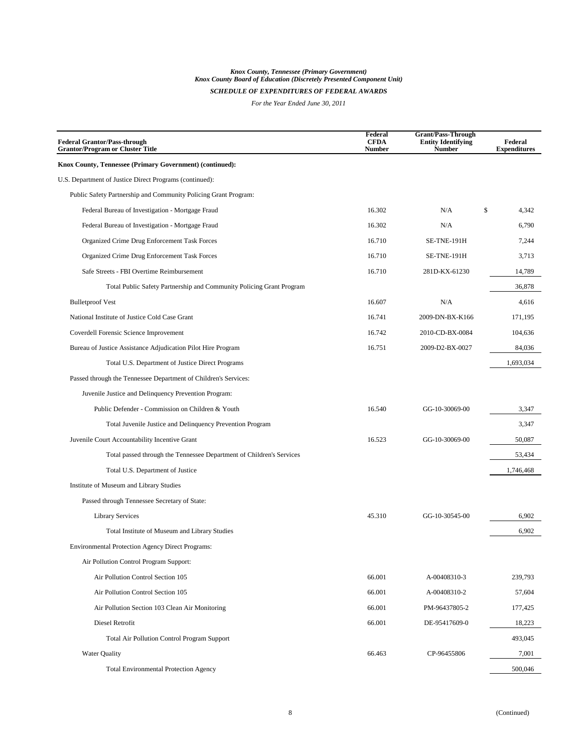*Knox County, Tennessee (Primary Government)*
*Knox County Board of Education (Discretely Presented Component Unit)*

*SCHEDULE OF EXPENDITURES OF FEDERAL AWARDS*

*For the Year Ended June 30, 2011*

| Federal Grantor/Pass-through Grantor/Program or Cluster Title | Federal CFDA Number | Grant/Pass-Through Entity Identifying Number | Federal Expenditures |
|---|---|---|---|
| **Knox County, Tennessee (Primary Government) (continued):** | | | |
| U.S. Department of Justice Direct Programs (continued): | | | |
| Public Safety Partnership and Community Policing Grant Program: | | | |
| Federal Bureau of Investigation - Mortgage Fraud | 16.302 | N/A | $ 4,342 |
| Federal Bureau of Investigation - Mortgage Fraud | 16.302 | N/A | 6,790 |
| Organized Crime Drug Enforcement Task Forces | 16.710 | SE-TNE-191H | 7,244 |
| Organized Crime Drug Enforcement Task Forces | 16.710 | SE-TNE-191H | 3,713 |
| Safe Streets - FBI Overtime Reimbursement | 16.710 | 281D-KX-61230 | 14,789 |
| Total Public Safety Partnership and Community Policing Grant Program | | | 36,878 |
| Bulletproof Vest | 16.607 | N/A | 4,616 |
| National Institute of Justice Cold Case Grant | 16.741 | 2009-DN-BX-K166 | 171,195 |
| Coverdell Forensic Science Improvement | 16.742 | 2010-CD-BX-0084 | 104,636 |
| Bureau of Justice Assistance Adjudication Pilot Hire Program | 16.751 | 2009-D2-BX-0027 | 84,036 |
| Total U.S. Department of Justice Direct Programs | | | 1,693,034 |
| Passed through the Tennessee Department of Children's Services: | | | |
| Juvenile Justice and Delinquency Prevention Program: | | | |
| Public Defender - Commission on Children & Youth | 16.540 | GG-10-30069-00 | 3,347 |
| Total Juvenile Justice and Delinquency Prevention Program | | | 3,347 |
| Juvenile Court Accountability Incentive Grant | 16.523 | GG-10-30069-00 | 50,087 |
| Total passed through the Tennessee Department of Children's Services | | | 53,434 |
| Total U.S. Department of Justice | | | 1,746,468 |
| Institute of Museum and Library Studies | | | |
| Passed through Tennessee Secretary of State: | | | |
| Library Services | 45.310 | GG-10-30545-00 | 6,902 |
| Total Institute of Museum and Library Studies | | | 6,902 |
| Environmental Protection Agency Direct Programs: | | | |
| Air Pollution Control Program Support: | | | |
| Air Pollution Control Section 105 | 66.001 | A-00408310-3 | 239,793 |
| Air Pollution Control Section 105 | 66.001 | A-00408310-2 | 57,604 |
| Air Pollution Section 103 Clean Air Monitoring | 66.001 | PM-96437805-2 | 177,425 |
| Diesel Retrofit | 66.001 | DE-95417609-0 | 18,223 |
| Total Air Pollution Control Program Support | | | 493,045 |
| Water Quality | 66.463 | CP-96455806 | 7,001 |
| Total Environmental Protection Agency | | | 500,046 |

(Continued)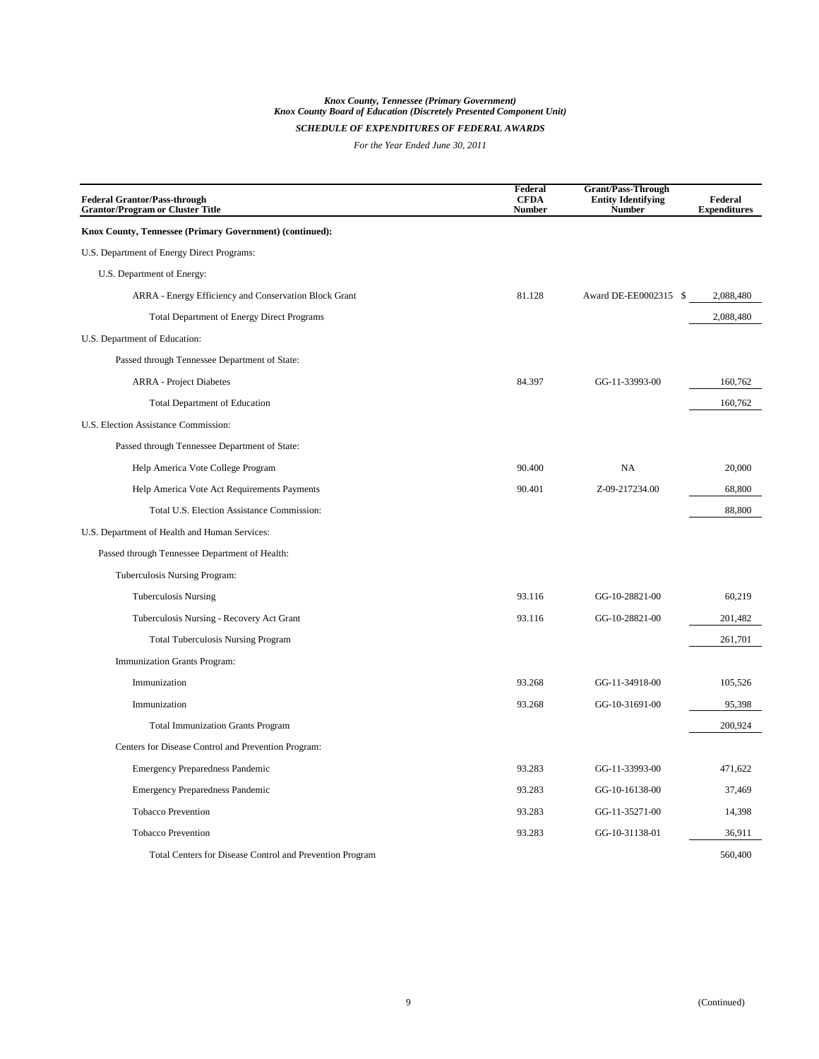*Knox County, Tennessee (Primary Government)*
*Knox County Board of Education (Discretely Presented Component Unit)*

***SCHEDULE OF EXPENDITURES OF FEDERAL AWARDS***

*For the Year Ended June 30, 2011*

| Federal Grantor/Pass-through Grantor/Program or Cluster Title | Federal CFDA Number | Grant/Pass-Through Entity Identifying Number | Federal Expenditures |
|---|---|---|---|
| **Knox County, Tennessee (Primary Government) (continued):** | | | |
| U.S. Department of Energy Direct Programs: | | | |
| U.S. Department of Energy: | | | |
| ARRA - Energy Efficiency and Conservation Block Grant | 81.128 | Award DE-EE0002315 | $ 2,088,480 |
| Total Department of Energy Direct Programs | | | 2,088,480 |
| U.S. Department of Education: | | | |
| Passed through Tennessee Department of State: | | | |
| ARRA - Project Diabetes | 84.397 | GG-11-33993-00 | 160,762 |
| Total Department of Education | | | 160,762 |
| U.S. Election Assistance Commission: | | | |
| Passed through Tennessee Department of State: | | | |
| Help America Vote College Program | 90.400 | NA | 20,000 |
| Help America Vote Act Requirements Payments | 90.401 | Z-09-217234.00 | 68,800 |
| Total U.S. Election Assistance Commission: | | | 88,800 |
| U.S. Department of Health and Human Services: | | | |
| Passed through Tennessee Department of Health: | | | |
| Tuberculosis Nursing Program: | | | |
| Tuberculosis Nursing | 93.116 | GG-10-28821-00 | 60,219 |
| Tuberculosis Nursing - Recovery Act Grant | 93.116 | GG-10-28821-00 | 201,482 |
| Total Tuberculosis Nursing Program | | | 261,701 |
| Immunization Grants Program: | | | |
| Immunization | 93.268 | GG-11-34918-00 | 105,526 |
| Immunization | 93.268 | GG-10-31691-00 | 95,398 |
| Total Immunization Grants Program | | | 200,924 |
| Centers for Disease Control and Prevention Program: | | | |
| Emergency Preparedness Pandemic | 93.283 | GG-11-33993-00 | 471,622 |
| Emergency Preparedness Pandemic | 93.283 | GG-10-16138-00 | 37,469 |
| Tobacco Prevention | 93.283 | GG-11-35271-00 | 14,398 |
| Tobacco Prevention | 93.283 | GG-10-31138-01 | 36,911 |
| Total Centers for Disease Control and Prevention Program | | | 560,400 |

(Continued)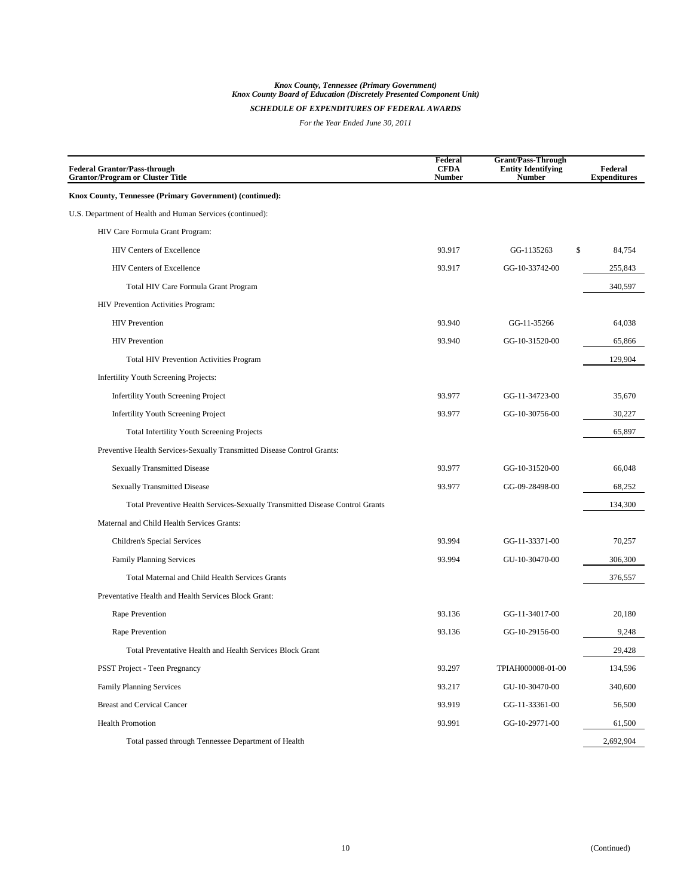*Knox County, Tennessee (Primary Government)*
*Knox County Board of Education (Discretely Presented Component Unit)*

***SCHEDULE OF EXPENDITURES OF FEDERAL AWARDS***

*For the Year Ended June 30, 2011*

| Federal Grantor/Pass-through Grantor/Program or Cluster Title | Federal CFDA Number | Grant/Pass-Through Entity Identifying Number | Federal Expenditures |
|---|---|---|---|
| **Knox County, Tennessee (Primary Government) (continued):** | | | |
| U.S. Department of Health and Human Services (continued): | | | |
| HIV Care Formula Grant Program: | | | |
| HIV Centers of Excellence | 93.917 | GG-1135263 | $ 84,754 |
| HIV Centers of Excellence | 93.917 | GG-10-33742-00 | 255,843 |
| Total HIV Care Formula Grant Program | | | 340,597 |
| HIV Prevention Activities Program: | | | |
| HIV Prevention | 93.940 | GG-11-35266 | 64,038 |
| HIV Prevention | 93.940 | GG-10-31520-00 | 65,866 |
| Total HIV Prevention Activities Program | | | 129,904 |
| Infertility Youth Screening Projects: | | | |
| Infertility Youth Screening Project | 93.977 | GG-11-34723-00 | 35,670 |
| Infertility Youth Screening Project | 93.977 | GG-10-30756-00 | 30,227 |
| Total Infertility Youth Screening Projects | | | 65,897 |
| Preventive Health Services-Sexually Transmitted Disease Control Grants: | | | |
| Sexually Transmitted Disease | 93.977 | GG-10-31520-00 | 66,048 |
| Sexually Transmitted Disease | 93.977 | GG-09-28498-00 | 68,252 |
| Total Preventive Health Services-Sexually Transmitted Disease Control Grants | | | 134,300 |
| Maternal and Child Health Services Grants: | | | |
| Children's Special Services | 93.994 | GG-11-33371-00 | 70,257 |
| Family Planning Services | 93.994 | GU-10-30470-00 | 306,300 |
| Total Maternal and Child Health Services Grants | | | 376,557 |
| Preventative Health and Health Services Block Grant: | | | |
| Rape Prevention | 93.136 | GG-11-34017-00 | 20,180 |
| Rape Prevention | 93.136 | GG-10-29156-00 | 9,248 |
| Total Preventative Health and Health Services Block Grant | | | 29,428 |
| PSST Project - Teen Pregnancy | 93.297 | TPIAH000008-01-00 | 134,596 |
| Family Planning Services | 93.217 | GU-10-30470-00 | 340,600 |
| Breast and Cervical Cancer | 93.919 | GG-11-33361-00 | 56,500 |
| Health Promotion | 93.991 | GG-10-29771-00 | 61,500 |
| Total passed through Tennessee Department of Health | | | 2,692,904 |

(Continued)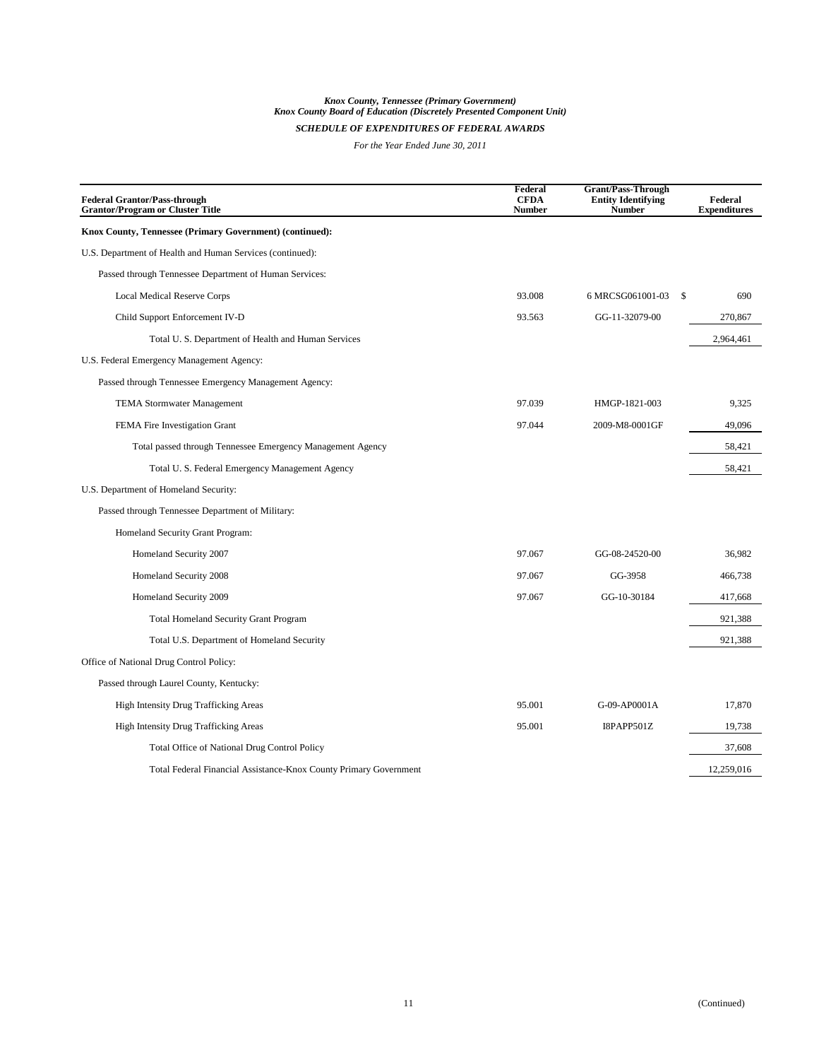*Knox County, Tennessee (Primary Government)*
*Knox County Board of Education (Discretely Presented Component Unit)*

***SCHEDULE OF EXPENDITURES OF FEDERAL AWARDS***

*For the Year Ended June 30, 2011*

| Federal Grantor/Pass-through Grantor/Program or Cluster Title | Federal CFDA Number | Grant/Pass-Through Entity Identifying Number | Federal Expenditures |
|---|---|---|---|
| **Knox County, Tennessee (Primary Government) (continued):** | | | |
| U.S. Department of Health and Human Services (continued): | | | |
| Passed through Tennessee Department of Human Services: | | | |
| Local Medical Reserve Corps | 93.008 | 6 MRCSG061001-03 | $ 690 |
| Child Support Enforcement IV-D | 93.563 | GG-11-32079-00 | 270,867 |
| Total U. S. Department of Health and Human Services | | | 2,964,461 |
| U.S. Federal Emergency Management Agency: | | | |
| Passed through Tennessee Emergency Management Agency: | | | |
| TEMA Stormwater Management | 97.039 | HMGP-1821-003 | 9,325 |
| FEMA Fire Investigation Grant | 97.044 | 2009-M8-0001GF | 49,096 |
| Total passed through Tennessee Emergency Management Agency | | | 58,421 |
| Total U. S. Federal Emergency Management Agency | | | 58,421 |
| U.S. Department of Homeland Security: | | | |
| Passed through Tennessee Department of Military: | | | |
| Homeland Security Grant Program: | | | |
| Homeland Security 2007 | 97.067 | GG-08-24520-00 | 36,982 |
| Homeland Security 2008 | 97.067 | GG-3958 | 466,738 |
| Homeland Security 2009 | 97.067 | GG-10-30184 | 417,668 |
| Total Homeland Security Grant Program | | | 921,388 |
| Total U.S. Department of Homeland Security | | | 921,388 |
| Office of National Drug Control Policy: | | | |
| Passed through Laurel County, Kentucky: | | | |
| High Intensity Drug Trafficking Areas | 95.001 | G-09-AP0001A | 17,870 |
| High Intensity Drug Trafficking Areas | 95.001 | I8PAPP501Z | 19,738 |
| Total Office of National Drug Control Policy | | | 37,608 |
| Total Federal Financial Assistance-Knox County Primary Government | | | 12,259,016 |

(Continued)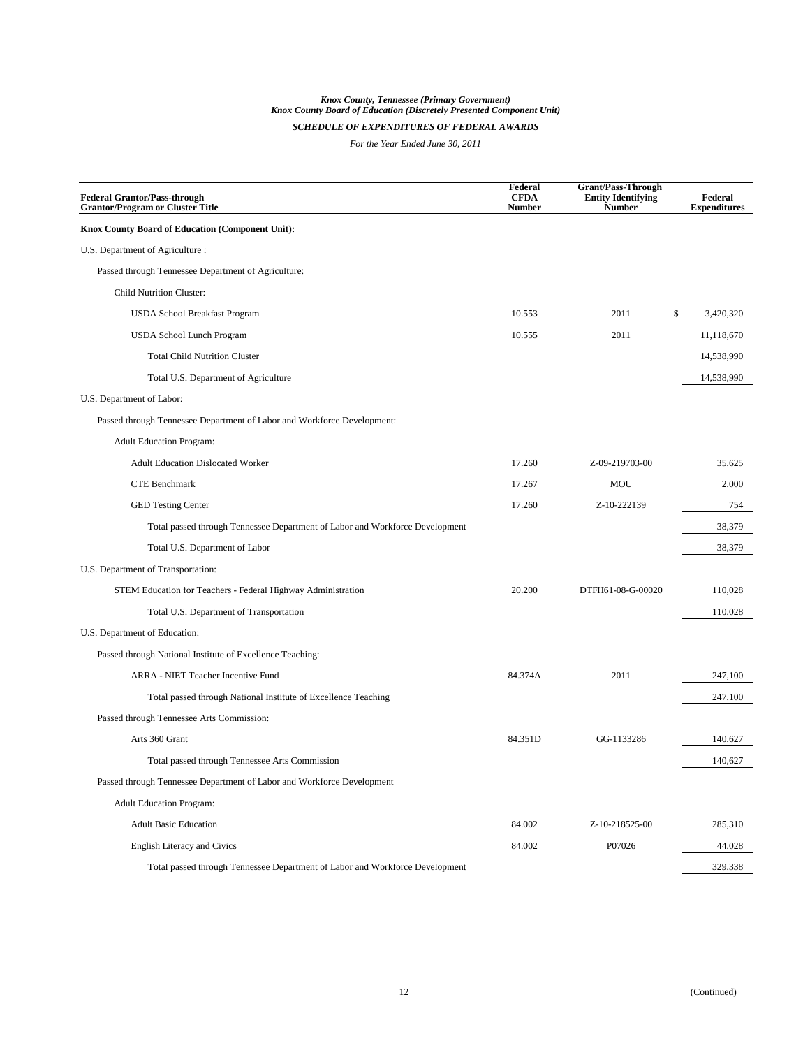*Knox County, Tennessee (Primary Government)*
*Knox County Board of Education (Discretely Presented Component Unit)*

***SCHEDULE OF EXPENDITURES OF FEDERAL AWARDS***

*For the Year Ended June 30, 2011*

| Federal Grantor/Pass-through Grantor/Program or Cluster Title | Federal CFDA Number | Grant/Pass-Through Entity Identifying Number | Federal Expenditures |
|---|---|---|---|
| **Knox County Board of Education (Component Unit):** | | | |
| U.S. Department of Agriculture : | | | |
| Passed through Tennessee Department of Agriculture: | | | |
| Child Nutrition Cluster: | | | |
| USDA School Breakfast Program | 10.553 | 2011 | $ 3,420,320 |
| USDA School Lunch Program | 10.555 | 2011 | 11,118,670 |
| Total Child Nutrition Cluster | | | 14,538,990 |
| Total U.S. Department of Agriculture | | | 14,538,990 |
| U.S. Department of Labor: | | | |
| Passed through Tennessee Department of Labor and Workforce Development: | | | |
| Adult Education Program: | | | |
| Adult Education Dislocated Worker | 17.260 | Z-09-219703-00 | 35,625 |
| CTE Benchmark | 17.267 | MOU | 2,000 |
| GED Testing Center | 17.260 | Z-10-222139 | 754 |
| Total passed through Tennessee Department of Labor and Workforce Development | | | 38,379 |
| Total U.S. Department of Labor | | | 38,379 |
| U.S. Department of Transportation: | | | |
| STEM Education for Teachers - Federal Highway Administration | 20.200 | DTFH61-08-G-00020 | 110,028 |
| Total U.S. Department of Transportation | | | 110,028 |
| U.S. Department of Education: | | | |
| Passed through National Institute of Excellence Teaching: | | | |
| ARRA - NIET Teacher Incentive Fund | 84.374A | 2011 | 247,100 |
| Total passed through National Institute of Excellence Teaching | | | 247,100 |
| Passed through Tennessee Arts Commission: | | | |
| Arts 360 Grant | 84.351D | GG-1133286 | 140,627 |
| Total passed through Tennessee Arts Commission | | | 140,627 |
| Passed through Tennessee Department of Labor and Workforce Development | | | |
| Adult Education Program: | | | |
| Adult Basic Education | 84.002 | Z-10-218525-00 | 285,310 |
| English Literacy and Civics | 84.002 | P07026 | 44,028 |
| Total passed through Tennessee Department of Labor and Workforce Development | | | 329,338 |

(Continued)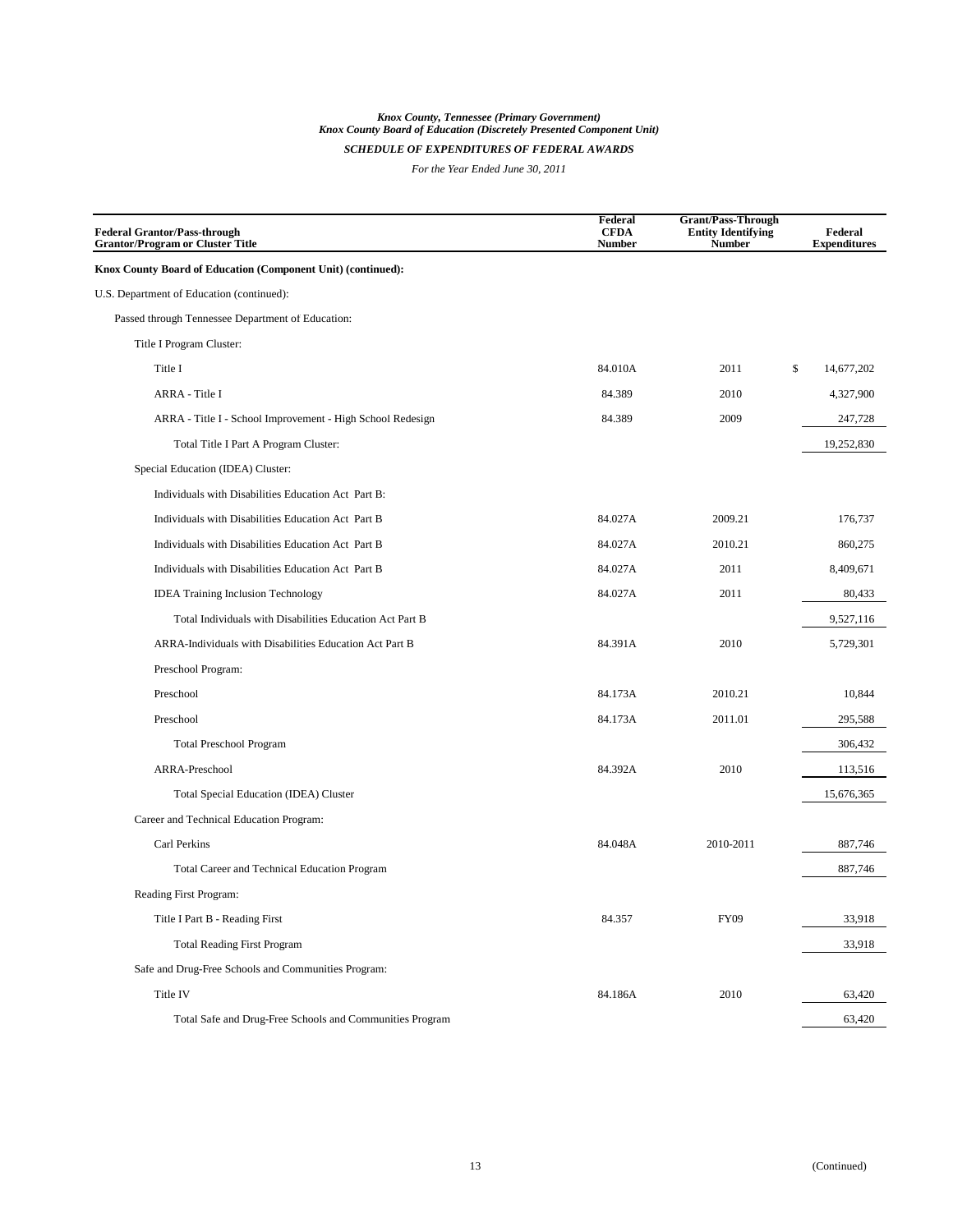*Knox County, Tennessee (Primary Government)*
*Knox County Board of Education (Discretely Presented Component Unit)*

*SCHEDULE OF EXPENDITURES OF FEDERAL AWARDS*

*For the Year Ended June 30, 2011*

| Federal Grantor/Pass-through Grantor/Program or Cluster Title | Federal CFDA Number | Grant/Pass-Through Entity Identifying Number | Federal Expenditures |
|---|---|---|---|
| **Knox County Board of Education (Component Unit) (continued):** | | | |
| U.S. Department of Education (continued): | | | |
| Passed through Tennessee Department of Education: | | | |
| Title I Program Cluster: | | | |
| Title I | 84.010A | 2011 | $ 14,677,202 |
| ARRA - Title I | 84.389 | 2010 | 4,327,900 |
| ARRA - Title I - School Improvement - High School Redesign | 84.389 | 2009 | 247,728 |
| Total Title I Part A Program Cluster: | | | 19,252,830 |
| Special Education (IDEA) Cluster: | | | |
| Individuals with Disabilities Education Act Part B: | | | |
| Individuals with Disabilities Education Act Part B | 84.027A | 2009.21 | 176,737 |
| Individuals with Disabilities Education Act Part B | 84.027A | 2010.21 | 860,275 |
| Individuals with Disabilities Education Act Part B | 84.027A | 2011 | 8,409,671 |
| IDEA Training Inclusion Technology | 84.027A | 2011 | 80,433 |
| Total Individuals with Disabilities Education Act Part B | | | 9,527,116 |
| ARRA-Individuals with Disabilities Education Act Part B | 84.391A | 2010 | 5,729,301 |
| Preschool Program: | | | |
| Preschool | 84.173A | 2010.21 | 10,844 |
| Preschool | 84.173A | 2011.01 | 295,588 |
| Total Preschool Program | | | 306,432 |
| ARRA-Preschool | 84.392A | 2010 | 113,516 |
| Total Special Education (IDEA) Cluster | | | 15,676,365 |
| Career and Technical Education Program: | | | |
| Carl Perkins | 84.048A | 2010-2011 | 887,746 |
| Total Career and Technical Education Program | | | 887,746 |
| Reading First Program: | | | |
| Title I Part B - Reading First | 84.357 | FY09 | 33,918 |
| Total Reading First Program | | | 33,918 |
| Safe and Drug-Free Schools and Communities Program: | | | |
| Title IV | 84.186A | 2010 | 63,420 |
| Total Safe and Drug-Free Schools and Communities Program | | | 63,420 |

(Continued)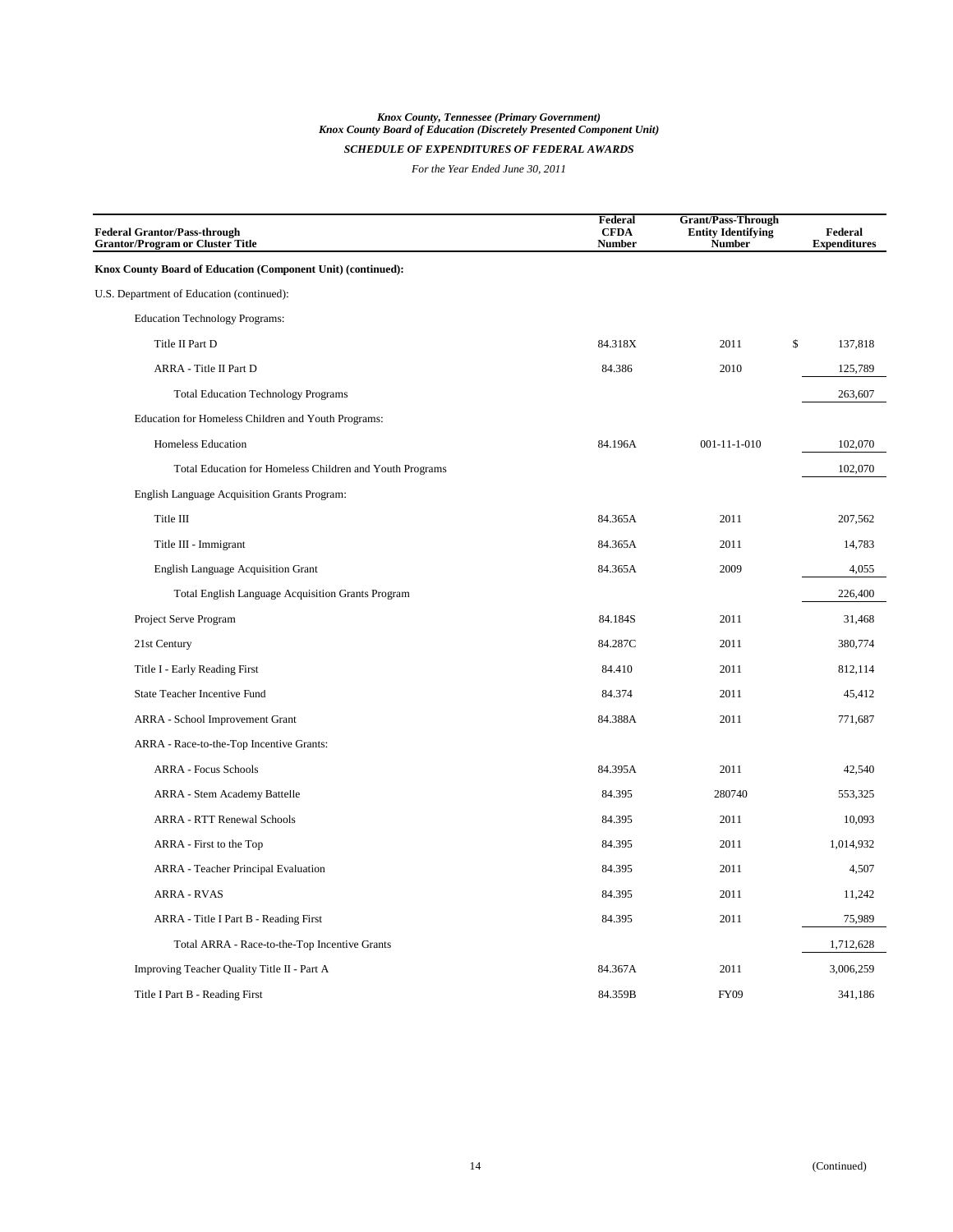*Knox County, Tennessee (Primary Government)*
*Knox County Board of Education (Discretely Presented Component Unit)*

***SCHEDULE OF EXPENDITURES OF FEDERAL AWARDS***

*For the Year Ended June 30, 2011*

| Federal Grantor/Pass-through Grantor/Program or Cluster Title | Federal CFDA Number | Grant/Pass-Through Entity Identifying Number | Federal Expenditures |
|---|---|---|---|
| **Knox County Board of Education (Component Unit) (continued):** | | | |
| U.S. Department of Education (continued): | | | |
| Education Technology Programs: | | | |
| Title II Part D | 84.318X | 2011 | $ 137,818 |
| ARRA - Title II Part D | 84.386 | 2010 | 125,789 |
| Total Education Technology Programs | | | 263,607 |
| Education for Homeless Children and Youth Programs: | | | |
| Homeless Education | 84.196A | 001-11-1-010 | 102,070 |
| Total Education for Homeless Children and Youth Programs | | | 102,070 |
| English Language Acquisition Grants Program: | | | |
| Title III | 84.365A | 2011 | 207,562 |
| Title III - Immigrant | 84.365A | 2011 | 14,783 |
| English Language Acquisition Grant | 84.365A | 2009 | 4,055 |
| Total English Language Acquisition Grants Program | | | 226,400 |
| Project Serve Program | 84.184S | 2011 | 31,468 |
| 21st Century | 84.287C | 2011 | 380,774 |
| Title I - Early Reading First | 84.410 | 2011 | 812,114 |
| State Teacher Incentive Fund | 84.374 | 2011 | 45,412 |
| ARRA - School Improvement Grant | 84.388A | 2011 | 771,687 |
| ARRA - Race-to-the-Top Incentive Grants: | | | |
| ARRA - Focus Schools | 84.395A | 2011 | 42,540 |
| ARRA - Stem Academy Battelle | 84.395 | 280740 | 553,325 |
| ARRA - RTT Renewal Schools | 84.395 | 2011 | 10,093 |
| ARRA - First to the Top | 84.395 | 2011 | 1,014,932 |
| ARRA - Teacher Principal Evaluation | 84.395 | 2011 | 4,507 |
| ARRA - RVAS | 84.395 | 2011 | 11,242 |
| ARRA - Title I Part B - Reading First | 84.395 | 2011 | 75,989 |
| Total ARRA - Race-to-the-Top Incentive Grants | | | 1,712,628 |
| Improving Teacher Quality Title II - Part A | 84.367A | 2011 | 3,006,259 |
| Title I Part B - Reading First | 84.359B | FY09 | 341,186 |

(Continued)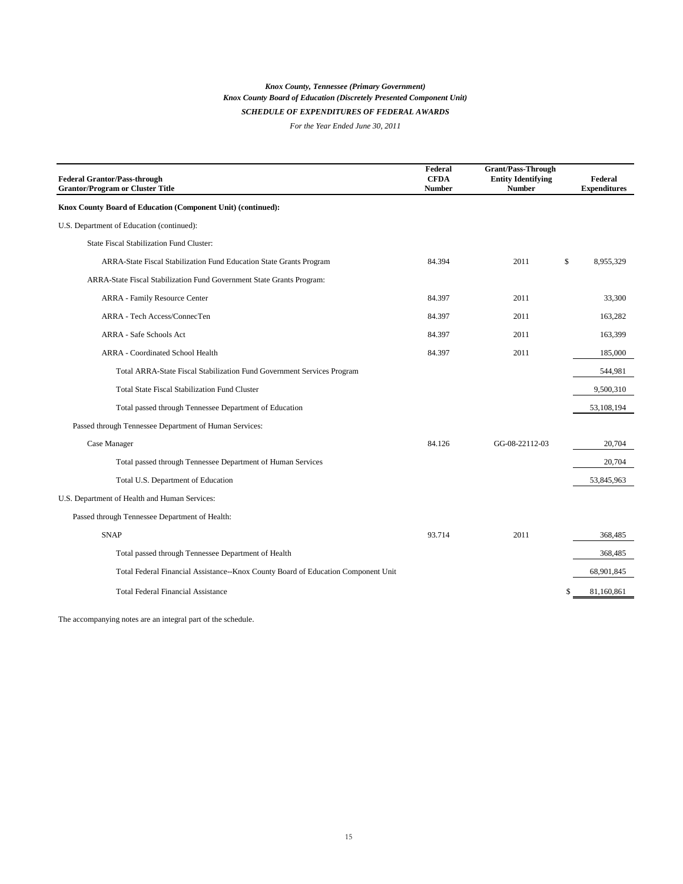*Knox County, Tennessee (Primary Government)*
*Knox County Board of Education (Discretely Presented Component Unit)*
***SCHEDULE OF EXPENDITURES OF FEDERAL AWARDS***
*For the Year Ended June 30, 2011*

| Federal Grantor/Pass-through Grantor/Program or Cluster Title | Federal CFDA Number | Grant/Pass-Through Entity Identifying Number | Federal Expenditures |
|---|---|---|---|
| **Knox County Board of Education (Component Unit) (continued):** | | | |
| U.S. Department of Education (continued): | | | |
| State Fiscal Stabilization Fund Cluster: | | | |
| ARRA-State Fiscal Stabilization Fund Education State Grants Program | 84.394 | 2011 | $ 8,955,329 |
| ARRA-State Fiscal Stabilization Fund Government State Grants Program: | | | |
| ARRA - Family Resource Center | 84.397 | 2011 | 33,300 |
| ARRA - Tech Access/ConnecTen | 84.397 | 2011 | 163,282 |
| ARRA - Safe Schools Act | 84.397 | 2011 | 163,399 |
| ARRA - Coordinated School Health | 84.397 | 2011 | 185,000 |
| Total ARRA-State Fiscal Stabilization Fund Government Services Program | | | 544,981 |
| Total State Fiscal Stabilization Fund Cluster | | | 9,500,310 |
| Total passed through Tennessee Department of Education | | | 53,108,194 |
| Passed through Tennessee Department of Human Services: | | | |
| Case Manager | 84.126 | GG-08-22112-03 | 20,704 |
| Total passed through Tennessee Department of Human Services | | | 20,704 |
| Total U.S. Department of Education | | | 53,845,963 |
| U.S. Department of Health and Human Services: | | | |
| Passed through Tennessee Department of Health: | | | |
| SNAP | 93.714 | 2011 | 368,485 |
| Total passed through Tennessee Department of Health | | | 368,485 |
| Total Federal Financial Assistance--Knox County Board of Education Component Unit | | | 68,901,845 |
| Total Federal Financial Assistance | | | $ 81,160,861 |

The accompanying notes are an integral part of the schedule.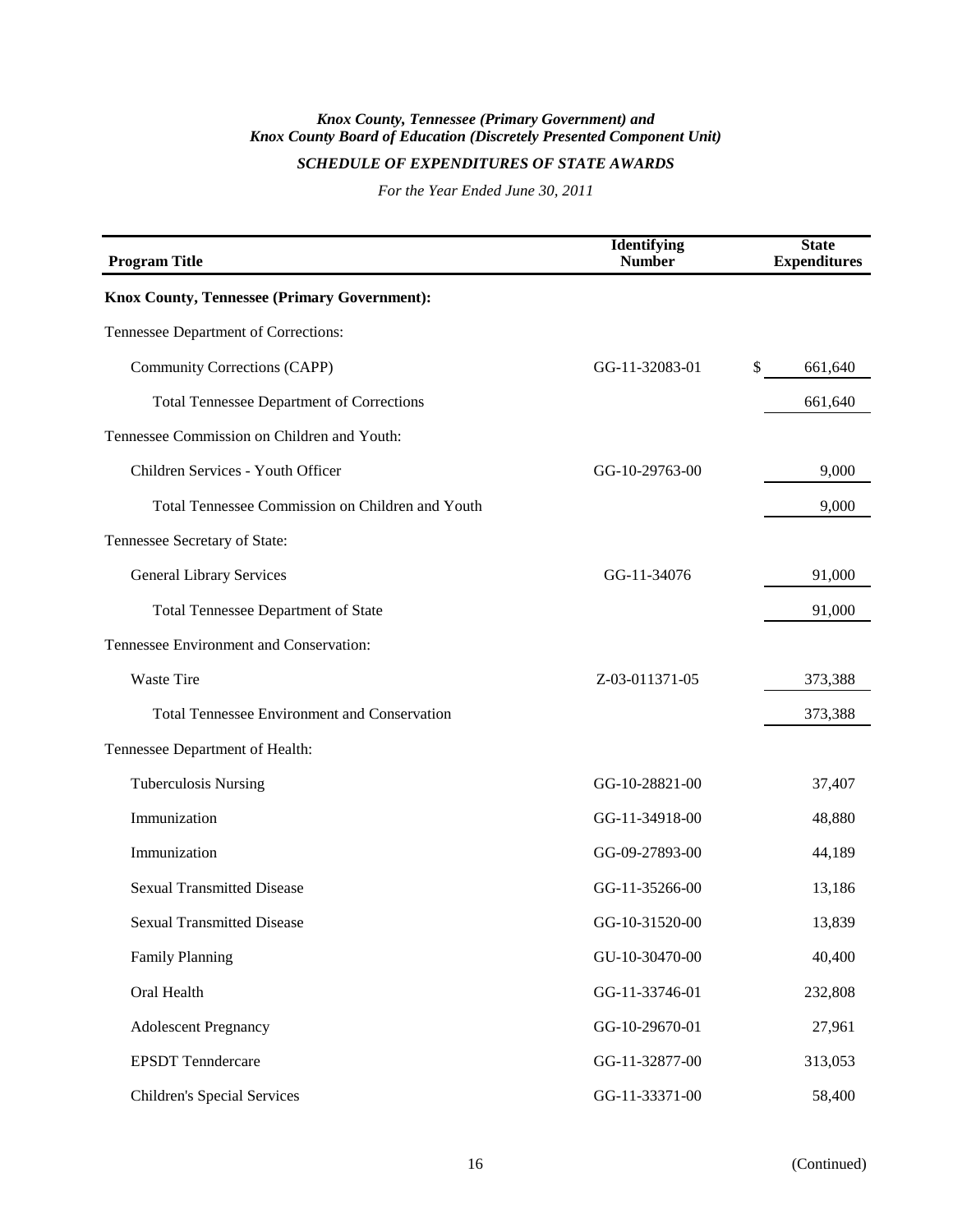*Knox County, Tennessee (Primary Government) and*
*Knox County Board of Education (Discretely Presented Component Unit)*

*SCHEDULE OF EXPENDITURES OF STATE AWARDS*

*For the Year Ended June 30, 2011*

| Program Title | Identifying Number | State Expenditures |
|---|---|---|
| **Knox County, Tennessee (Primary Government):** | | |
| Tennessee Department of Corrections: | | |
| Community Corrections (CAPP) | GG-11-32083-01 | $ 661,640 |
| Total Tennessee Department of Corrections | | 661,640 |
| Tennessee Commission on Children and Youth: | | |
| Children Services - Youth Officer | GG-10-29763-00 | 9,000 |
| Total Tennessee Commission on Children and Youth | | 9,000 |
| Tennessee Secretary of State: | | |
| General Library Services | GG-11-34076 | 91,000 |
| Total Tennessee Department of State | | 91,000 |
| Tennessee Environment and Conservation: | | |
| Waste Tire | Z-03-011371-05 | 373,388 |
| Total Tennessee Environment and Conservation | | 373,388 |
| Tennessee Department of Health: | | |
| Tuberculosis Nursing | GG-10-28821-00 | 37,407 |
| Immunization | GG-11-34918-00 | 48,880 |
| Immunization | GG-09-27893-00 | 44,189 |
| Sexual Transmitted Disease | GG-11-35266-00 | 13,186 |
| Sexual Transmitted Disease | GG-10-31520-00 | 13,839 |
| Family Planning | GU-10-30470-00 | 40,400 |
| Oral Health | GG-11-33746-01 | 232,808 |
| Adolescent Pregnancy | GG-10-29670-01 | 27,961 |
| EPSDT Tenndercare | GG-11-32877-00 | 313,053 |
| Children's Special Services | GG-11-33371-00 | 58,400 |

(Continued)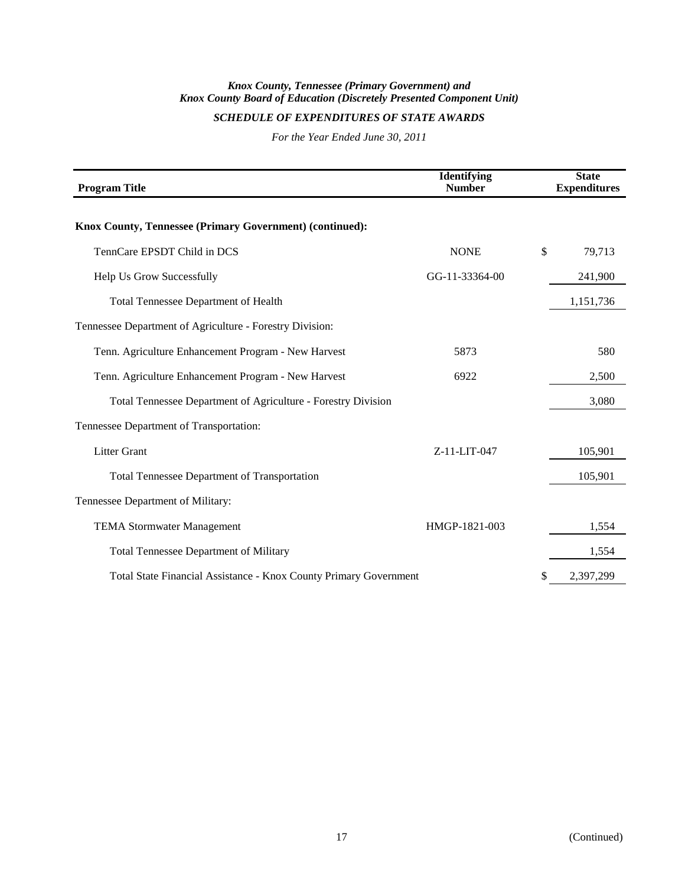*Knox County, Tennessee (Primary Government) and*
*Knox County Board of Education (Discretely Presented Component Unit)*

*SCHEDULE OF EXPENDITURES OF STATE AWARDS*

*For the Year Ended June 30, 2011*

| Program Title | Identifying Number | State Expenditures |
|---|---|---|
| **Knox County, Tennessee (Primary Government) (continued):** | | |
| TennCare EPSDT Child in DCS | NONE | $ 79,713 |
| Help Us Grow Successfully | GG-11-33364-00 | 241,900 |
| Total Tennessee Department of Health | | 1,151,736 |
| Tennessee Department of Agriculture - Forestry Division: | | |
| Tenn. Agriculture Enhancement Program - New Harvest | 5873 | 580 |
| Tenn. Agriculture Enhancement Program - New Harvest | 6922 | 2,500 |
| Total Tennessee Department of Agriculture - Forestry Division | | 3,080 |
| Tennessee Department of Transportation: | | |
| Litter Grant | Z-11-LIT-047 | 105,901 |
| Total Tennessee Department of Transportation | | 105,901 |
| Tennessee Department of Military: | | |
| TEMA Stormwater Management | HMGP-1821-003 | 1,554 |
| Total Tennessee Department of Military | | 1,554 |
| Total State Financial Assistance - Knox County Primary Government | | $ 2,397,299 |

(Continued)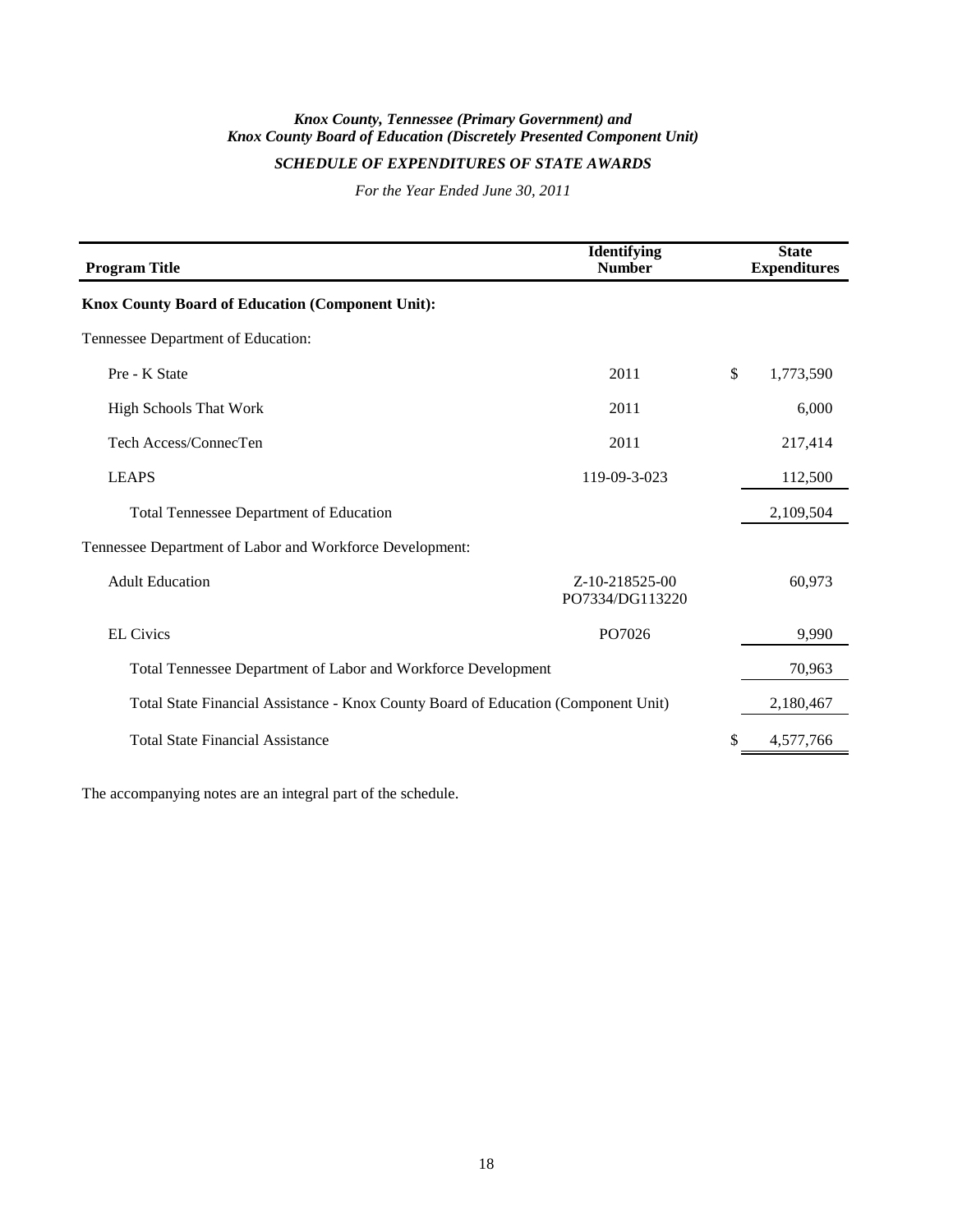*Knox County, Tennessee (Primary Government) and*
*Knox County Board of Education (Discretely Presented Component Unit)*

## *SCHEDULE OF EXPENDITURES OF STATE AWARDS*

*For the Year Ended June 30, 2011*

| Program Title | Identifying Number | State Expenditures |
|---|---|---|
| **Knox County Board of Education (Component Unit):** | | |
| Tennessee Department of Education: | | |
| Pre - K State | 2011 | $ 1,773,590 |
| High Schools That Work | 2011 | 6,000 |
| Tech Access/ConnecTen | 2011 | 217,414 |
| LEAPS | 119-09-3-023 | 112,500 |
| Total Tennessee Department of Education | | 2,109,504 |
| Tennessee Department of Labor and Workforce Development: | | |
| Adult Education | Z-10-218525-00 PO7334/DG113220 | 60,973 |
| EL Civics | PO7026 | 9,990 |
| Total Tennessee Department of Labor and Workforce Development | | 70,963 |
| Total State Financial Assistance - Knox County Board of Education (Component Unit) | | 2,180,467 |
| Total State Financial Assistance | | $ 4,577,766 |

The accompanying notes are an integral part of the schedule.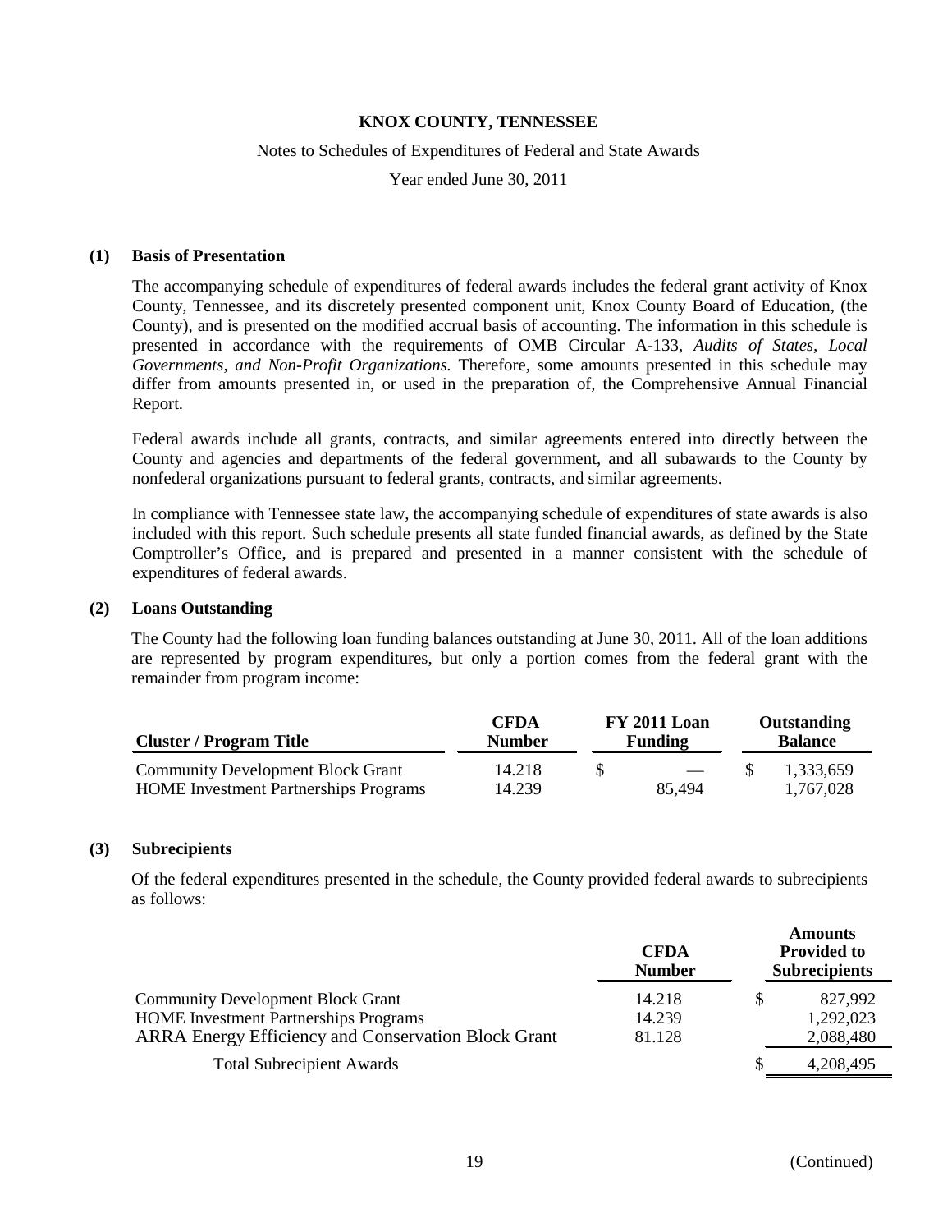**KNOX COUNTY, TENNESSEE**

Notes to Schedules of Expenditures of Federal and State Awards

Year ended June 30, 2011

## (1) Basis of Presentation

The accompanying schedule of expenditures of federal awards includes the federal grant activity of Knox County, Tennessee, and its discretely presented component unit, Knox County Board of Education, (the County), and is presented on the modified accrual basis of accounting. The information in this schedule is presented in accordance with the requirements of OMB Circular A-133, *Audits of States, Local Governments, and Non-Profit Organizations.* Therefore, some amounts presented in this schedule may differ from amounts presented in, or used in the preparation of, the Comprehensive Annual Financial Report.

Federal awards include all grants, contracts, and similar agreements entered into directly between the County and agencies and departments of the federal government, and all subawards to the County by nonfederal organizations pursuant to federal grants, contracts, and similar agreements.

In compliance with Tennessee state law, the accompanying schedule of expenditures of state awards is also included with this report. Such schedule presents all state funded financial awards, as defined by the State Comptroller's Office, and is prepared and presented in a manner consistent with the schedule of expenditures of federal awards.

## (2) Loans Outstanding

The County had the following loan funding balances outstanding at June 30, 2011. All of the loan additions are represented by program expenditures, but only a portion comes from the federal grant with the remainder from program income:

| Cluster / Program Title | CFDA Number | FY 2011 Loan Funding | Outstanding Balance |
|---|---|---|---|
| Community Development Block Grant | 14.218 | $ — | $ 1,333,659 |
| HOME Investment Partnerships Programs | 14.239 | 85,494 | 1,767,028 |

## (3) Subrecipients

Of the federal expenditures presented in the schedule, the County provided federal awards to subrecipients as follows:

| | CFDA Number | Amounts Provided to Subrecipients |
|---|---|---|
| Community Development Block Grant | 14.218 | $ 827,992 |
| HOME Investment Partnerships Programs | 14.239 | 1,292,023 |
| ARRA Energy Efficiency and Conservation Block Grant | 81.128 | 2,088,480 |
| Total Subrecipient Awards | | $ 4,208,495 |

(Continued)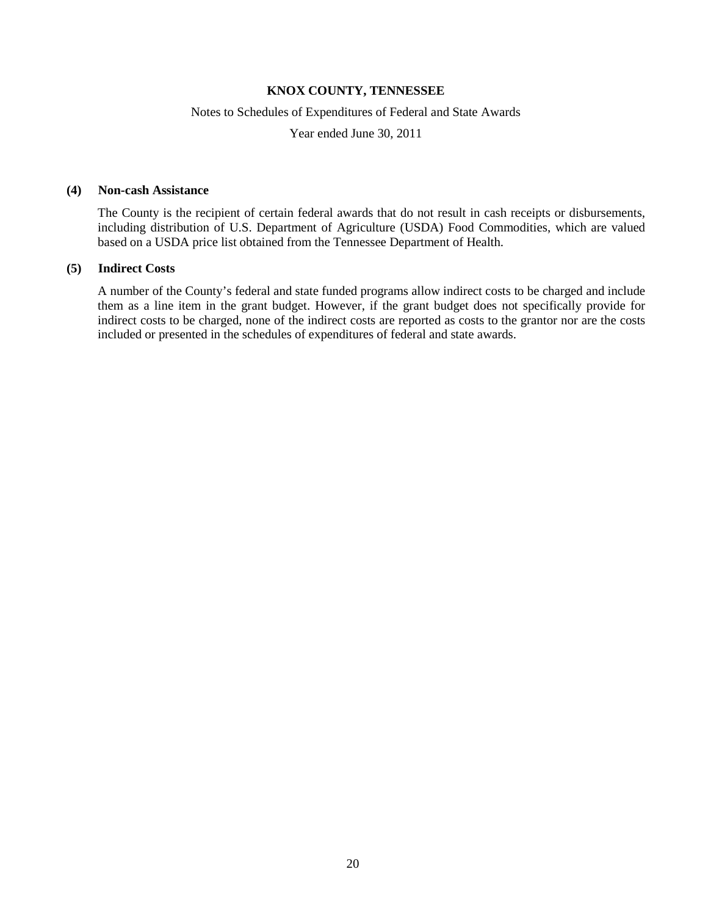# KNOX COUNTY, TENNESSEE

Notes to Schedules of Expenditures of Federal and State Awards

Year ended June 30, 2011

## (4) Non-cash Assistance

The County is the recipient of certain federal awards that do not result in cash receipts or disbursements, including distribution of U.S. Department of Agriculture (USDA) Food Commodities, which are valued based on a USDA price list obtained from the Tennessee Department of Health.

## (5) Indirect Costs

A number of the County's federal and state funded programs allow indirect costs to be charged and include them as a line item in the grant budget. However, if the grant budget does not specifically provide for indirect costs to be charged, none of the indirect costs are reported as costs to the grantor nor are the costs included or presented in the schedules of expenditures of federal and state awards.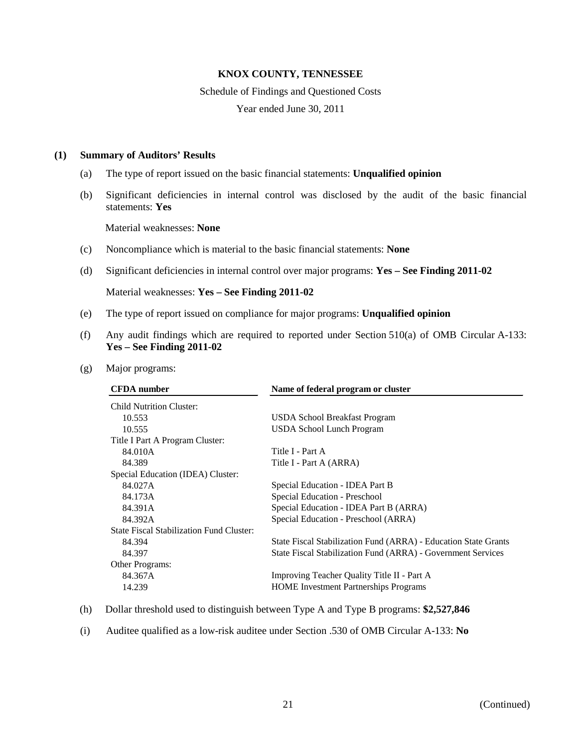**KNOX COUNTY, TENNESSEE**

Schedule of Findings and Questioned Costs

Year ended June 30, 2011

## (1) Summary of Auditors' Results

(a) The type of report issued on the basic financial statements: **Unqualified opinion**

(b) Significant deficiencies in internal control was disclosed by the audit of the basic financial statements: **Yes**

Material weaknesses: **None**

(c) Noncompliance which is material to the basic financial statements: **None**

(d) Significant deficiencies in internal control over major programs: **Yes – See Finding 2011-02**

Material weaknesses: **Yes – See Finding 2011-02**

(e) The type of report issued on compliance for major programs: **Unqualified opinion**

(f) Any audit findings which are required to reported under Section 510(a) of OMB Circular A-133: **Yes – See Finding 2011-02**

(g) Major programs:

| CFDA number | Name of federal program or cluster |
|---|---|
| Child Nutrition Cluster: | |
| 10.553 | USDA School Breakfast Program |
| 10.555 | USDA School Lunch Program |
| Title I Part A Program Cluster: | |
| 84.010A | Title I - Part A |
| 84.389 | Title I - Part A (ARRA) |
| Special Education (IDEA) Cluster: | |
| 84.027A | Special Education - IDEA Part B |
| 84.173A | Special Education - Preschool |
| 84.391A | Special Education - IDEA Part B (ARRA) |
| 84.392A | Special Education - Preschool (ARRA) |
| State Fiscal Stabilization Fund Cluster: | |
| 84.394 | State Fiscal Stabilization Fund (ARRA) - Education State Grants |
| 84.397 | State Fiscal Stabilization Fund (ARRA) - Government Services |
| Other Programs: | |
| 84.367A | Improving Teacher Quality Title II - Part A |
| 14.239 | HOME Investment Partnerships Programs |

(h) Dollar threshold used to distinguish between Type A and Type B programs: **$2,527,846**

(i) Auditee qualified as a low-risk auditee under Section .530 of OMB Circular A-133: **No**

(Continued)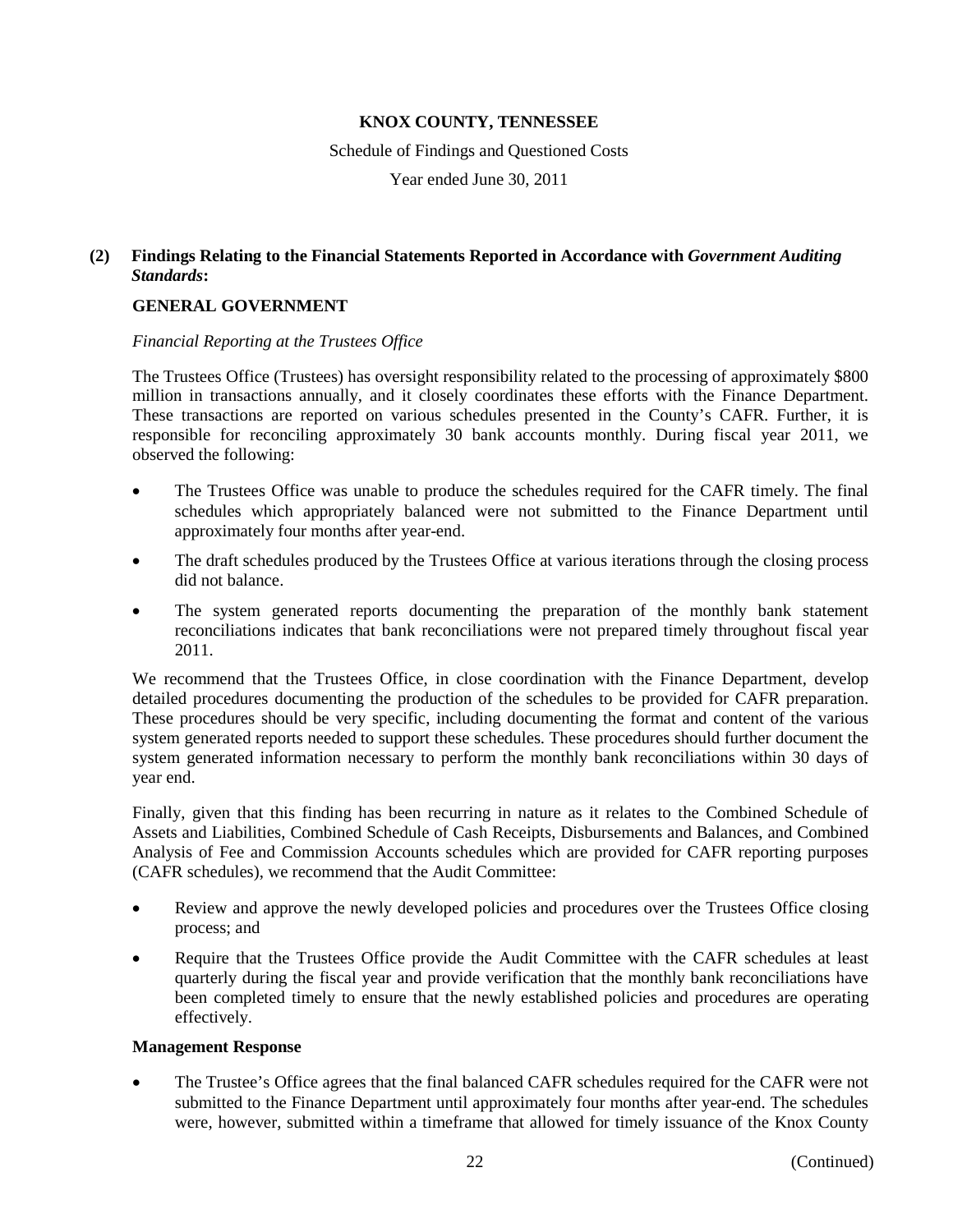**KNOX COUNTY, TENNESSEE**

Schedule of Findings and Questioned Costs

Year ended June 30, 2011

## (2) Findings Relating to the Financial Statements Reported in Accordance with *Government Auditing Standards*:

### GENERAL GOVERNMENT

*Financial Reporting at the Trustees Office*

The Trustees Office (Trustees) has oversight responsibility related to the processing of approximately $800 million in transactions annually, and it closely coordinates these efforts with the Finance Department. These transactions are reported on various schedules presented in the County's CAFR. Further, it is responsible for reconciling approximately 30 bank accounts monthly. During fiscal year 2011, we observed the following:

- The Trustees Office was unable to produce the schedules required for the CAFR timely. The final schedules which appropriately balanced were not submitted to the Finance Department until approximately four months after year-end.
- The draft schedules produced by the Trustees Office at various iterations through the closing process did not balance.
- The system generated reports documenting the preparation of the monthly bank statement reconciliations indicates that bank reconciliations were not prepared timely throughout fiscal year 2011.

We recommend that the Trustees Office, in close coordination with the Finance Department, develop detailed procedures documenting the production of the schedules to be provided for CAFR preparation. These procedures should be very specific, including documenting the format and content of the various system generated reports needed to support these schedules. These procedures should further document the system generated information necessary to perform the monthly bank reconciliations within 30 days of year end.

Finally, given that this finding has been recurring in nature as it relates to the Combined Schedule of Assets and Liabilities, Combined Schedule of Cash Receipts, Disbursements and Balances, and Combined Analysis of Fee and Commission Accounts schedules which are provided for CAFR reporting purposes (CAFR schedules), we recommend that the Audit Committee:

- Review and approve the newly developed policies and procedures over the Trustees Office closing process; and
- Require that the Trustees Office provide the Audit Committee with the CAFR schedules at least quarterly during the fiscal year and provide verification that the monthly bank reconciliations have been completed timely to ensure that the newly established policies and procedures are operating effectively.

**Management Response**

- The Trustee's Office agrees that the final balanced CAFR schedules required for the CAFR were not submitted to the Finance Department until approximately four months after year-end. The schedules were, however, submitted within a timeframe that allowed for timely issuance of the Knox County

(Continued)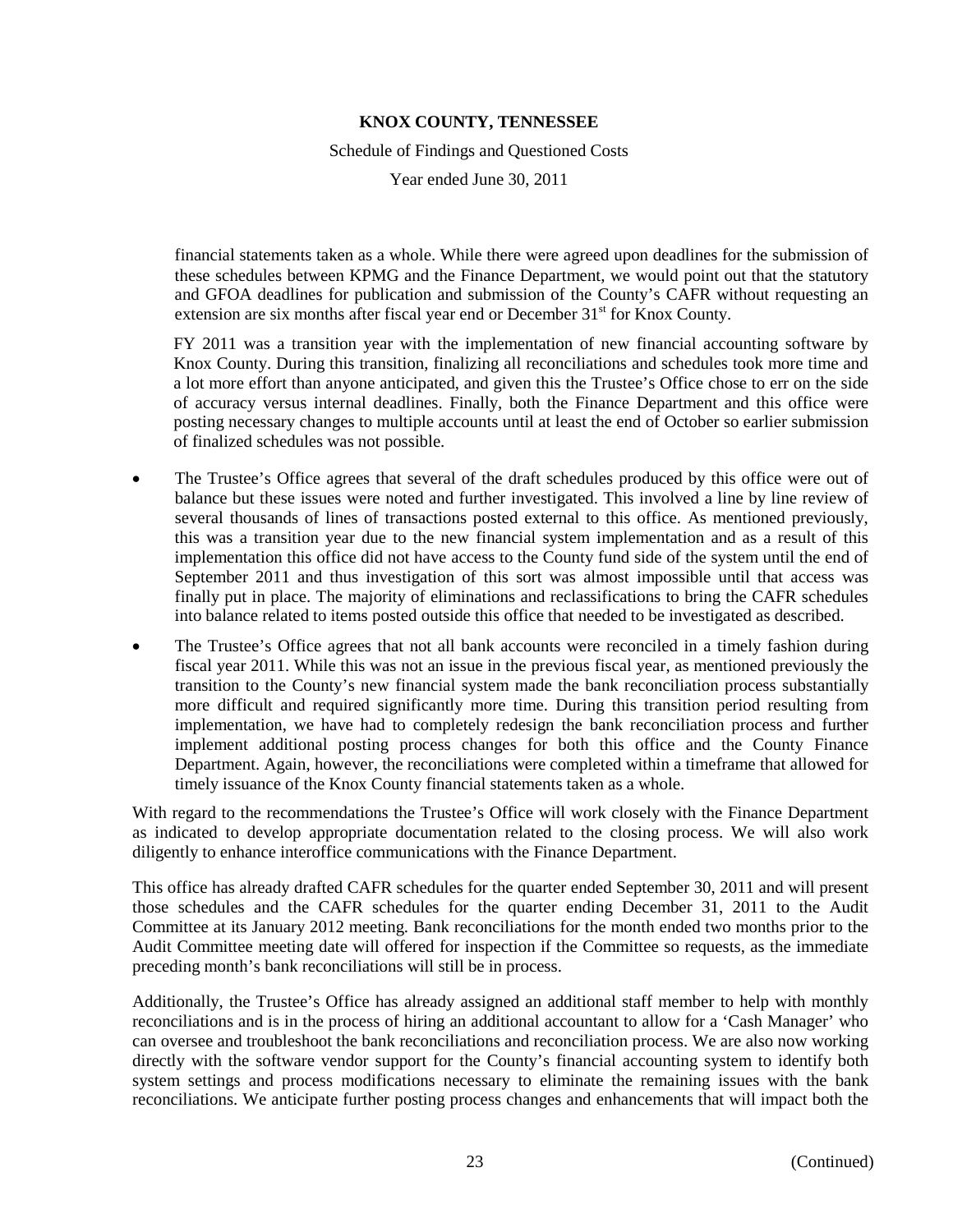financial statements taken as a whole. While there were agreed upon deadlines for the submission of these schedules between KPMG and the Finance Department, we would point out that the statutory and GFOA deadlines for publication and submission of the County's CAFR without requesting an extension are six months after fiscal year end or December 31st for Knox County.

FY 2011 was a transition year with the implementation of new financial accounting software by Knox County. During this transition, finalizing all reconciliations and schedules took more time and a lot more effort than anyone anticipated, and given this the Trustee's Office chose to err on the side of accuracy versus internal deadlines. Finally, both the Finance Department and this office were posting necessary changes to multiple accounts until at least the end of October so earlier submission of finalized schedules was not possible.

- The Trustee's Office agrees that several of the draft schedules produced by this office were out of balance but these issues were noted and further investigated. This involved a line by line review of several thousands of lines of transactions posted external to this office. As mentioned previously, this was a transition year due to the new financial system implementation and as a result of this implementation this office did not have access to the County fund side of the system until the end of September 2011 and thus investigation of this sort was almost impossible until that access was finally put in place. The majority of eliminations and reclassifications to bring the CAFR schedules into balance related to items posted outside this office that needed to be investigated as described.
- The Trustee's Office agrees that not all bank accounts were reconciled in a timely fashion during fiscal year 2011. While this was not an issue in the previous fiscal year, as mentioned previously the transition to the County's new financial system made the bank reconciliation process substantially more difficult and required significantly more time. During this transition period resulting from implementation, we have had to completely redesign the bank reconciliation process and further implement additional posting process changes for both this office and the County Finance Department. Again, however, the reconciliations were completed within a timeframe that allowed for timely issuance of the Knox County financial statements taken as a whole.

With regard to the recommendations the Trustee's Office will work closely with the Finance Department as indicated to develop appropriate documentation related to the closing process. We will also work diligently to enhance interoffice communications with the Finance Department.

This office has already drafted CAFR schedules for the quarter ended September 30, 2011 and will present those schedules and the CAFR schedules for the quarter ending December 31, 2011 to the Audit Committee at its January 2012 meeting. Bank reconciliations for the month ended two months prior to the Audit Committee meeting date will offered for inspection if the Committee so requests, as the immediate preceding month's bank reconciliations will still be in process.

Additionally, the Trustee's Office has already assigned an additional staff member to help with monthly reconciliations and is in the process of hiring an additional accountant to allow for a 'Cash Manager' who can oversee and troubleshoot the bank reconciliations and reconciliation process. We are also now working directly with the software vendor support for the County's financial accounting system to identify both system settings and process modifications necessary to eliminate the remaining issues with the bank reconciliations. We anticipate further posting process changes and enhancements that will impact both the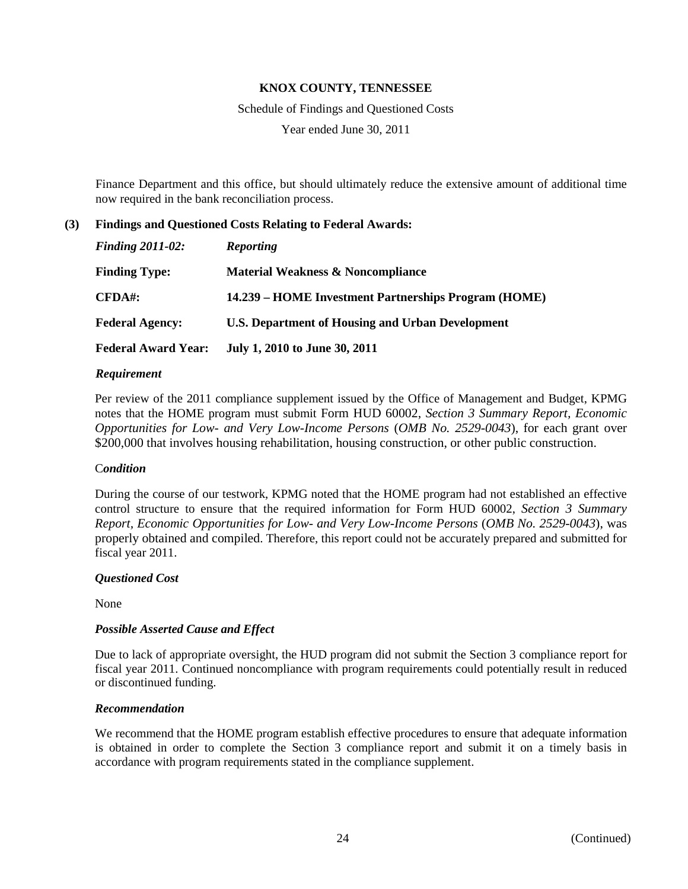Finance Department and this office, but should ultimately reduce the extensive amount of additional time now required in the bank reconciliation process.

**(3) Findings and Questioned Costs Relating to Federal Awards:**

| | |
|---|---|
| ***Finding 2011-02:*** | ***Reporting*** |
| **Finding Type:** | **Material Weakness & Noncompliance** |
| **CFDA#:** | **14.239 – HOME Investment Partnerships Program (HOME)** |
| **Federal Agency:** | **U.S. Department of Housing and Urban Development** |
| **Federal Award Year:** | **July 1, 2010 to June 30, 2011** |

***Requirement***

Per review of the 2011 compliance supplement issued by the Office of Management and Budget, KPMG notes that the HOME program must submit Form HUD 60002, *Section 3 Summary Report, Economic Opportunities for Low- and Very Low-Income Persons* (*OMB No. 2529-0043*), for each grant over \$200,000 that involves housing rehabilitation, housing construction, or other public construction.

***Condition***

During the course of our testwork, KPMG noted that the HOME program had not established an effective control structure to ensure that the required information for Form HUD 60002, *Section 3 Summary Report, Economic Opportunities for Low- and Very Low-Income Persons* (*OMB No. 2529-0043*), was properly obtained and compiled. Therefore, this report could not be accurately prepared and submitted for fiscal year 2011.

***Questioned Cost***

None

***Possible Asserted Cause and Effect***

Due to lack of appropriate oversight, the HUD program did not submit the Section 3 compliance report for fiscal year 2011. Continued noncompliance with program requirements could potentially result in reduced or discontinued funding.

***Recommendation***

We recommend that the HOME program establish effective procedures to ensure that adequate information is obtained in order to complete the Section 3 compliance report and submit it on a timely basis in accordance with program requirements stated in the compliance supplement.

(Continued)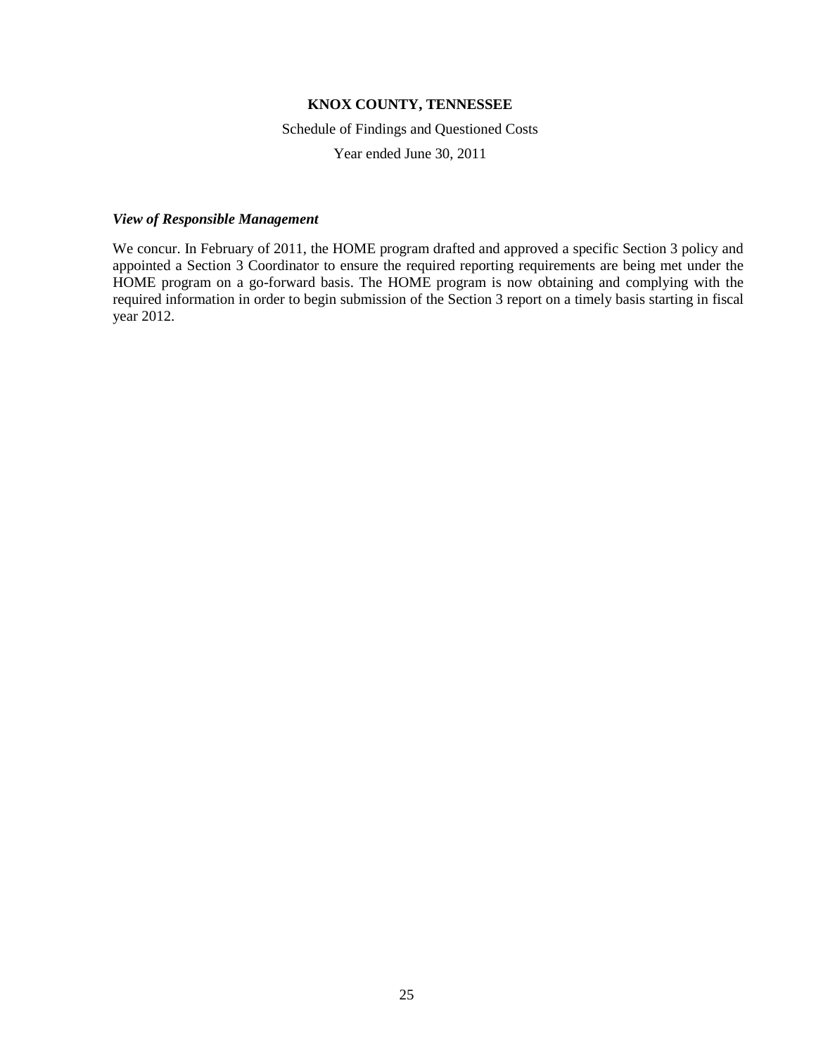**KNOX COUNTY, TENNESSEE**

Schedule of Findings and Questioned Costs

Year ended June 30, 2011

***View of Responsible Management***

We concur. In February of 2011, the HOME program drafted and approved a specific Section 3 policy and appointed a Section 3 Coordinator to ensure the required reporting requirements are being met under the HOME program on a go-forward basis. The HOME program is now obtaining and complying with the required information in order to begin submission of the Section 3 report on a timely basis starting in fiscal year 2012.